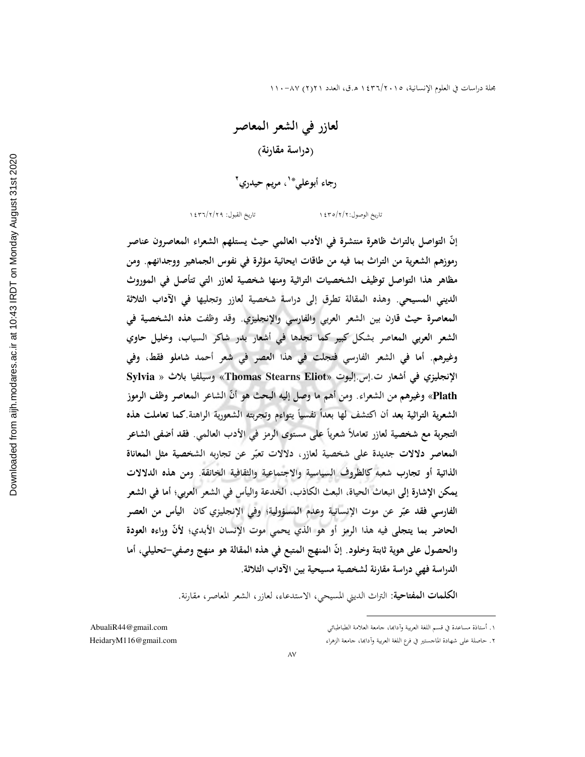# لعازر في الشعر المعاصر

## (دراسة مقارنة)

**رجاء أبوعلي*[1]، مريم حيدري[2]**

تاريخ الوصول: ١٤٣٥/٢/٢ &nbsp;&nbsp;&nbsp;&nbsp;&nbsp;&nbsp;&nbsp;&nbsp; تاريخ القبول: ١٤٣٦/٢/٢٩

**إنّ التواصل بالتراث ظاهرة منتشرة في الأدب العالمي حيث يستلهم الشعراء المعاصرون عناصر رموزهم الشعرية من التراث بما فيه من طاقات ايحائية مؤثرة في نفوس الجماهير ووجدانهم. ومن مظاهر هذا التواصل توظيف الشخصيات التراثية ومنها شخصية لعازر التي تتأصل في الموروث الديني المسيحي. وهذه المقالة تطرق إلى دراسة شخصية لعازر وتجليها في الآداب الثلاثة المعاصرة حيث قارن بين الشعر العربي والفارسي والإنجليزي. وقد وظفت هذه الشخصية في الشعر العربي المعاصر بشكل كبير كما نجدها في أشعار بدر شاكر السياب، وخليل حاوي وغيرهم. أما في الشعر الفارسي فتجلت في هذا العصر في شعر أحمد شاملو فقط، وفي الإنجليزي في أشعار ت.إس.إليوت «Thomas Stearns Eliot» وسيلفيا بلاث « Sylvia Plath» وغيرهم من الشعراء. ومن أهم ما وصل إليه البحث هو أنّ الشاعر المعاصر وظف الرموز الشعرية التراثية بعد أن اكتشف لها بعداً نفسياً يتواءم وتجربته الشعورية الراهنة.كما تعاملت هذه التجربة مع شخصية لعازر تعاملاً شعرياً على مستوى الرمز في الأدب العالمي. فقد أضفى الشاعر المعاصر دلالات جديدة على شخصية لعازر، دلالات تعبّر عن تجاربه الشخصية مثل المعاناة الذاتية أو تجارب شعبه كالظروف السياسية والاجتماعية والثقافية الخانقة. ومن هذه الدلالات يمكن الإشارة إلى انبعاث الحياة، البعث الكاذب، الخدعة واليأس في الشعر العربي؛ أما في الشعر الفارسي فقد عبّر عن موت الإنسانية وعدم المسؤولية؛ وفي الإنجليزي كان اليأس من العصر الحاضر بما يتجلى فيه هذا الرمز أو هو الذي يحمي موت الإنسان الأبدي؛ لأنّ وراءه العودة والحصول على هوية ثابتة وخلود. إنّ المنهج المتبع في هذه المقالة هو منهج وصفي-تحليلي، أما الدراسة فهي دراسة مقارنة لشخصية مسيحية بين الآداب الثلاثة.**

**الكلمات المفتاحية:** التراث الديني المسيحي، الاستدعاء، لعازر، الشعر المعاصر، مقارنة.

---

[1]. أستاذة مساعدة في قسم اللغة العربية وآدابها، جامعة العلامة الطباطبائي &nbsp;&nbsp;&nbsp;&nbsp; AbualiR44@gmail.com

[2]. حاصلة على شهادة الماجستير في فرع اللغة العربية وآدابها، جامعة الزهراء &nbsp;&nbsp;&nbsp;&nbsp; HeidaryM116@gmail.com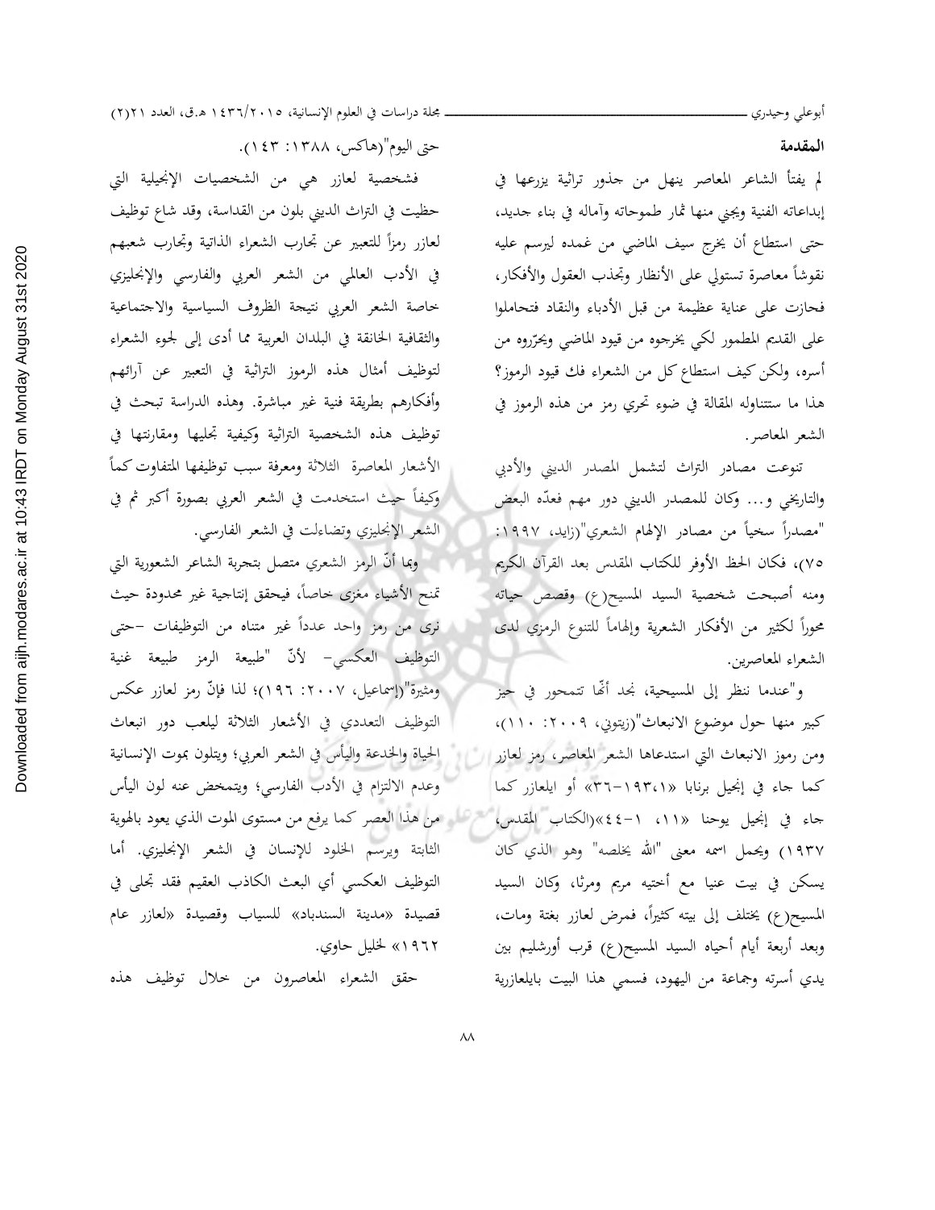## المقدمة

لم يفتأ الشاعر المعاصر ينهل من جذور تراثية يزرعها في إبداعاته الفنية ويجني منها ثمار طموحاته وآماله في بناء جديد، حتى استطاع أن يخرج سيف الماضي من غمده ليرسم عليه نقوشاً معاصرة تستولي على الأنظار وتجذب العقول والأفكار، فحازت على عناية عظيمة من قبل الأدباء والنقاد فتحاملوا على القديم المطمور لكي يخرجوه من قيود الماضي ويحرّروه من أسره، ولكن كيف استطاع كل من الشعراء فك قيود الرموز؟ هذا ما ستتناوله المقالة في ضوء تحري رمز من هذه الرموز في الشعر المعاصر.

تنوعت مصادر التراث لتشمل المصدر الديني والأدبي والتاريخي و... وكان للمصدر الديني دور مهم فعدّه البعض "مصدراً سخياً من مصادر الإلهام الشعري"(زايد، ١٩٩٧: ٧٥)، فكان الحظ الأوفر للكتاب المقدس بعد القرآن الكريم ومنه أصبحت شخصية السيد المسيح(ع) وقصص حياته محوراً لكثير من الأفكار الشعرية وإلهاماً للتنوع الرمزي لدى الشعراء المعاصرين.

و"عندما ننظر إلى المسيحية، نجد أنّها تتمحور في حيز كبير منها حول موضوع الانبعاث"(زيتوني، ٢٠٠٩: ١١٠)، ومن رموز الانبعاث التي استدعاها الشعر المعاصر، رمز لعازر كما جاء في إنجيل برنابا «١٩٣،١-٣٦» أو ايلعازر كما جاء في إنجيل يوحنا «١١، ١-٤٤»(الكتاب المقدس، ١٩٣٧) ويحمل اسمه معنى "الله يخلصه" وهو الذي كان يسكن في بيت عنيا مع أختيه مريم ومرثا، وكان السيد المسيح(ع) يختلف إلى بيته كثيراً، فمرض لعازر بغتة ومات، وبعد أربعة أيام أحياه السيد المسيح(ع) قرب أورشليم بين يدي أسرته وجماعة من اليهود، فسمي هذا البيت بايلعازرية حتى اليوم"(هاكس، ١٣٨٨: ١٤٣).

فشخصية لعازر هي من الشخصيات الإنجيلية التي حظيت في التراث الديني بلون من القداسة، وقد شاع توظيف لعازر رمزاً للتعبير عن تجارب الشعراء الذاتية وتجارب شعبهم في الأدب العالمي من الشعر العربي والفارسي والإنجليزي خاصة الشعر العربي نتيجة الظروف السياسية والاجتماعية والثقافية الخانقة في البلدان العربية مما أدى إلى لجوء الشعراء لتوظيف أمثال هذه الرموز التراثية في التعبير عن آرائهم وأفكارهم بطريقة فنية غير مباشرة. وهذه الدراسة تبحث في توظيف هذه الشخصية التراثية وكيفية تجليها ومقارنتها في الأشعار المعاصرة الثلاثة ومعرفة سبب توظيفها المتفاوت كماً وكيفاً حيث استخدمت في الشعر العربي بصورة أكبر ثم في الشعر الإنجليزي وتضاءلت في الشعر الفارسي.

وبما أنّ الرمز الشعري متصل بتجربة الشاعر الشعورية التي تمنح الأشياء مغزى خاصاً، فيحقق إنتاجية غير محدودة حيث نرى من رمز واحد عدداً غير متناه من التوظيفات –حتى التوظيف العكسي– لأنّ "طبيعة الرمز طبيعة غنية ومثيرة"(إسماعيل، ٢٠٠٧: ١٩٦)؛ لذا فإنّ رمز لعازر عكس التوظيف التعددي في الأشعار الثلاثة ليلعب دور انبعاث الحياة والخدعة واليأس في الشعر العربي؛ ويتلون بموت الإنسانية وعدم الالتزام في الأدب الفارسي؛ ويتمخض عنه لون اليأس من هذا العصر كما يرفع من مستوى الموت الذي يعود بالهوية الثابتة ويرسم الخلود للإنسان في الشعر الإنجليزي. أما التوظيف العكسي أي البعث الكاذب العقيم فقد تجلى في قصيدة «مدينة السندباد» للسياب وقصيدة «لعازر عام ١٩٦٢» لخليل حاوي.

حقق الشعراء المعاصرون من خلال توظيف هذه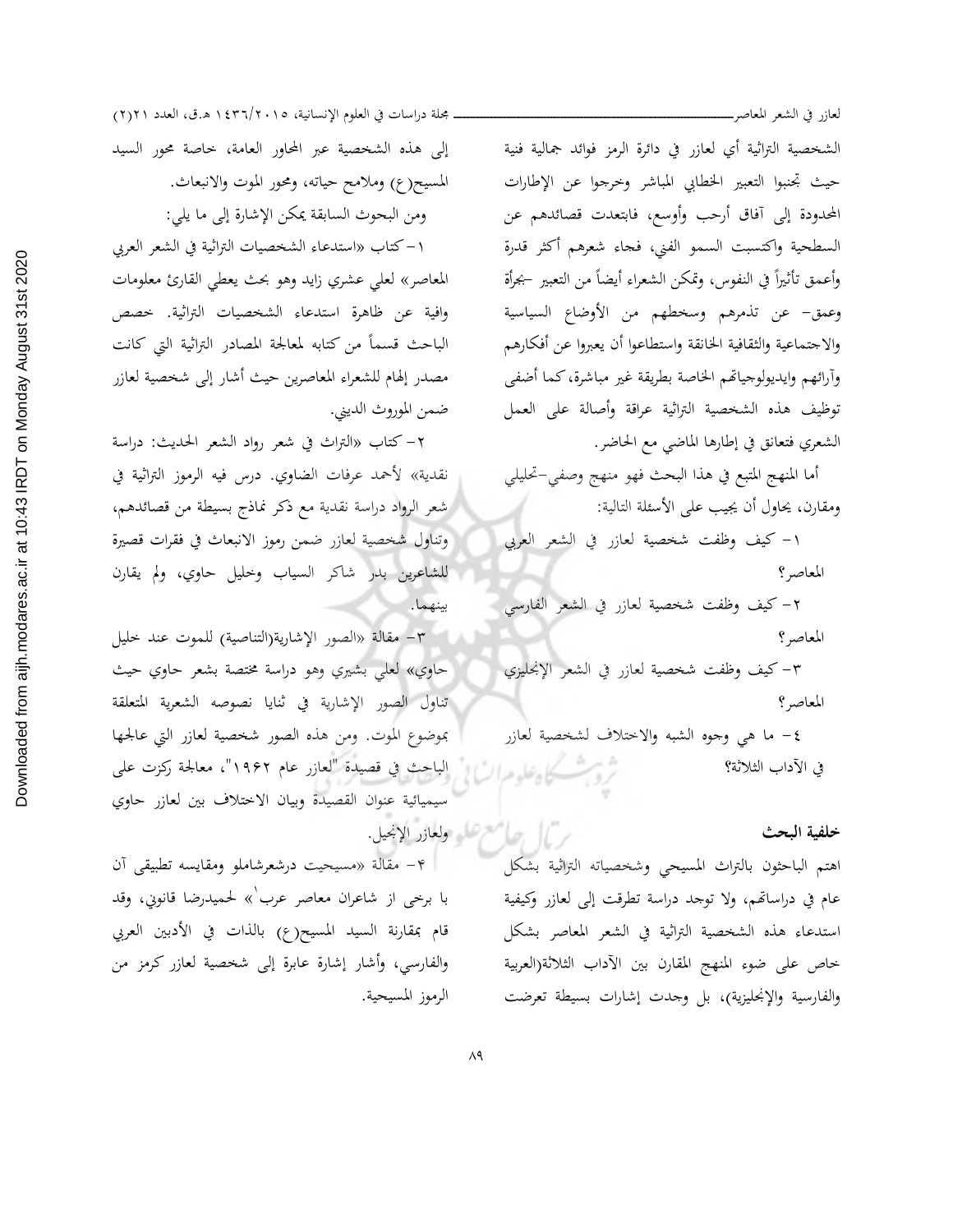الشخصية التراثية أي لعازر في دائرة الرمز فوائد جمالية فنية حيث تجنبوا التعبير الخطابي المباشر وخرجوا عن الإطارات المحدودة إلى آفاق أرحب وأوسع، فابتعدت قصائدهم عن السطحية واكتسبت السمو الفني، فجاء شعرهم أكثر قدرة وأعمق تأثيراً في النفوس، وتمكن الشعراء أيضاً من التعبير -بجرأة وعمق- عن تذمرهم وسخطهم من الأوضاع السياسية والاجتماعية والثقافية الخانقة واستطاعوا أن يعبروا عن أفكارهم وآرائهم وايديولوجياتهم الخاصة بطريقة غير مباشرة، كما أضفى توظيف هذه الشخصية التراثية عراقة وأصالة على العمل الشعري فتعانق في إطارها الماضي مع الحاضر.

أما المنهج المتبع في هذا البحث فهو منهج وصفي-تحليلي ومقارن، يحاول أن يجيب على الأسئلة التالية:

١- كيف وظفت شخصية لعازر في الشعر العربي المعاصر؟

٢- كيف وظفت شخصية لعازر في الشعر الفارسي المعاصر؟

٣- كيف وظفت شخصية لعازر في الشعر الإنجليزي المعاصر؟

٤- ما هي وجوه الشبه والاختلاف لشخصية لعازر في الآداب الثلاثة؟

## خلفية البحث

اهتم الباحثون بالتراث المسيحي وشخصياته التراثية بشكل عام في دراساتهم، ولا توجد دراسة تطرقت إلى لعازر وكيفية استدعاء هذه الشخصية التراثية في الشعر المعاصر بشكل خاص على ضوء المنهج المقارن بين الآداب الثلاثة(العربية والفارسية والإنجليزية)، بل وجدت إشارات بسيطة تعرضت إلى هذه الشخصية عبر المحاور العامة، خاصة محور السيد المسيح(ع) وملامح حياته، ومحور الموت والانبعاث.

ومن البحوث السابقة يمكن الإشارة إلى ما يلي:

١- كتاب «استدعاء الشخصيات التراثية في الشعر العربي المعاصر» لعلي عشري زايد وهو بحث يعطي القارئ معلومات وافية عن ظاهرة استدعاء الشخصيات التراثية. خصص الباحث قسماً من كتابه لمعالجة المصادر التراثية التي كانت مصدر إلهام للشعراء المعاصرين حيث أشار إلى شخصية لعازر ضمن الموروث الديني.

٢- كتاب «التراث في شعر رواد الشعر الحديث: دراسة نقدية» لأحمد عرفات الضاوي. درس فيه الرموز التراثية في شعر الرواد دراسة نقدية مع ذكر نماذج بسيطة من قصائدهم، وتناول شخصية لعازر ضمن رموز الانبعاث في فقرات قصيرة للشاعرين بدر شاكر السياب وخليل حاوي، ولم يقارن بينهما.

٣- مقالة «الصور الإشارية(التناصية) للموت عند خليل حاوي» لعلي بشيري وهو دراسة مختصة بشعر حاوي حيث تناول الصور الإشارية في ثنايا نصوصه الشعرية المتعلقة بموضوع الموت. ومن هذه الصور شخصية لعازر التي عالجها الباحث في قصيدة "لعازر عام ١٩٦٢"، معالجة ركزت على سيميائية عنوان القصيدة وبيان الاختلاف بين لعازر حاوي ولعازر الإنجيل.

٤- مقالة «مسيحيت درشعرشاملو ومقايسه تطبيقى آن با برخى از شاعران معاصر عرب[1]» لحميدرضا قانوني، وقد قام بمقارنة السيد المسيح(ع) بالذات في الأدبين العربي والفارسي، وأشار إشارة عابرة إلى شخصية لعازر كرمز من الرموز المسيحية.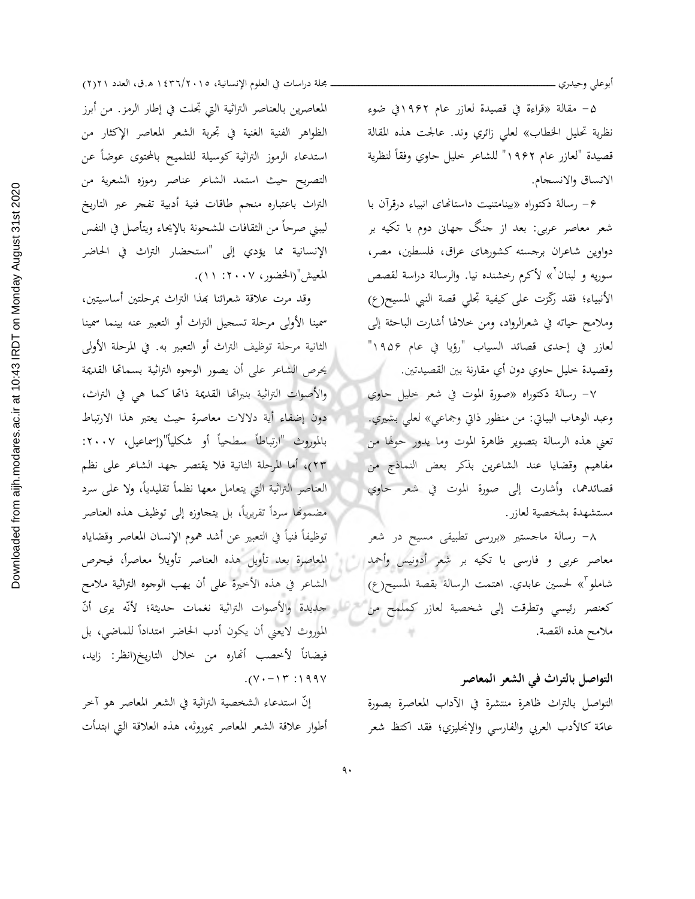٥- مقالة «قراءة في قصيدة لعازر عام ١٩٦٢في ضوء نظرية تحليل الخطاب» لعلي زائري وند. عالجت هذه المقالة قصيدة "لعازر عام ١٩٦٢" للشاعر خليل حاوي وفقاً لنظرية الاتساق والانسجام.

٦- رسالة دكتوراه «بينامتنيت داستانهاى انبياء درقرآن با شعر معاصر عربى: بعد از جنگ جهانى دوم با تكيه بر دواوين شاعران برجسته كشورهاى عراق، فلسطين، مصر، سوريه و لبنان[٢]» لأكرم رخشنده نيا. والرسالة دراسة لقصص الأنبياء؛ فقد ركّزت على كيفية تجلي قصة النبي المسيح(ع) وملامح حياته في شعرالرواد، ومن خلالها أشارت الباحثة إلى لعازر في إحدى قصائد السياب "رؤيا في عام ١٩٥٦" وقصيدة خليل حاوي دون أي مقارنة بين القصيدتين.

٧- رسالة دكتوراه «صورة الموت في شعر خليل حاوي وعبد الوهاب البياتي: من منظور ذاتي وجماعي» لعلي بشيري. تعني هذه الرسالة بتصوير ظاهرة الموت وما يدور حولها من مفاهيم وقضايا عند الشاعرين بذكر بعض النماذج من قصائدهما، وأشارت إلى صورة الموت في شعر حاوي مستشهدة بشخصية لعازر.

٨- رسالة ماجستير «بررسى تطبيقى مسيح در شعر معاصر عربى و فارسى با تكيه بر شعر أدونيس وأحمد شاملو[٣]» لحسين عابدي. اهتمت الرسالة بقصة المسيح(ع) كعنصر رئيسي وتطرقت إلى شخصية لعازر كملمح من ملامح هذه القصة.

## التواصل بالتراث في الشعر المعاصر

التواصل بالتراث ظاهرة منتشرة في الآداب المعاصرة بصورة عامّة كالأدب العربي والفارسي والإنجليزي؛ فقد اكتظ شعر المعاصرين بالعناصر التراثية التي تجلت في إطار الرمز. من أبرز الظواهر الفنية الغنية في تجربة الشعر المعاصر الإكثار من استدعاء الرموز التراثية كوسيلة للتلميح بالمحتوى عوضاً عن التصريح حيث استمد الشاعر عناصر رموزه الشعرية من التراث باعتباره منجم طاقات فنية أدبية تفجر عبر التاريخ ليبني صرحاً من الثقافات المشحونة بالإيحاء ويتأصل في النفس الإنسانية مما يؤدي إلى "استحضار التراث في الحاضر المعيش"(الخضور، ٢٠٠٧: ١١).

وقد مرت علاقة شعرائنا بهذا التراث بمرحلتين أساسيتين، سمينا الأولى مرحلة تسجيل التراث أو التعبير عنه بينما سمينا الثانية مرحلة توظيف التراث أو التعبير به. في المرحلة الأولى يحرص الشاعر على أن يصور الوجوه التراثية بسماتها القديمة والأصوات التراثية بنبراتها القديمة ذاتها كما هي في التراث، دون إضفاء أية دلالات معاصرة حيث يعتبر هذا الارتباط بالموروث "ارتباطاً سطحياً أو شكلياً"(إسماعيل، ٢٠٠٧: ٢٣)، أما المرحلة الثانية فلا يقتصر جهد الشاعر على نظم العناصر التراثية التي يتعامل معها نظماً تقليدياً، ولا على سرد مضمونها سرداً تقريرياً، بل يتجاوزه إلى توظيف هذه العناصر توظيفاً فنياً في التعبير عن أشد هموم الإنسان المعاصر وقضاياه المعاصرة بعد تأويل هذه العناصر تأويلاً معاصراً، فيحرص الشاعر في هذه الأخيرة على أن يهب الوجوه التراثية ملامح جديدة والأصوات التراثية نغمات حديثة؛ لأنّه يرى أنّ الموروث لايعني أن يكون أدب الحاضر امتداداً للماضي، بل فيضاناً لأخصب أنهاره من خلال التاريخ(انظر: زايد، ١٩٩٧: ١٣-٧٠).

إنّ استدعاء الشخصية التراثية في الشعر المعاصر هو آخر أطوار علاقة الشعر المعاصر بموروثه، هذه العلاقة التي ابتدأت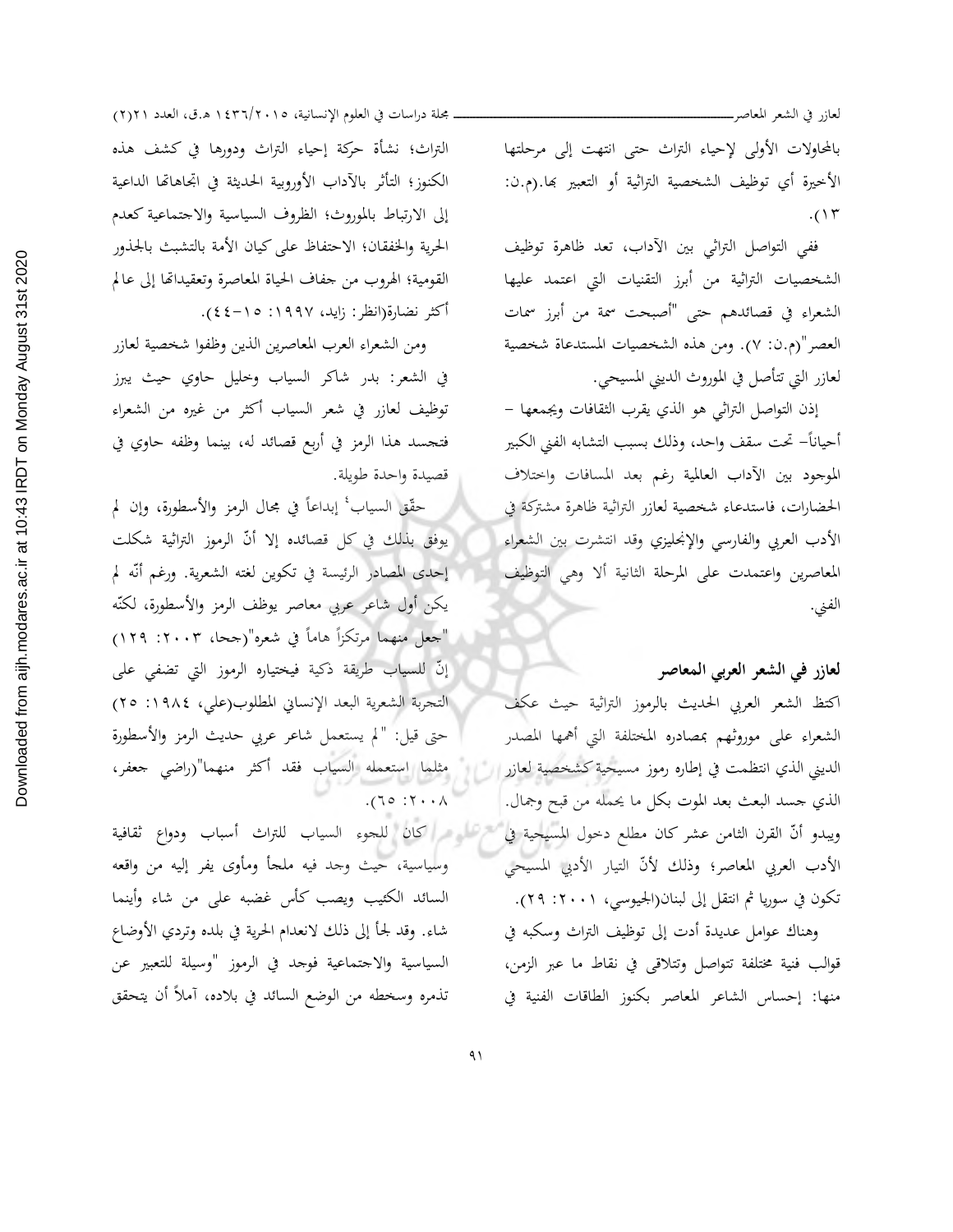بالمحاولات الأولى لإحياء التراث حتى انتهت إلى مرحلتها الأخيرة أي توظيف الشخصية التراثية أو التعبير بها.(م.ن: ١٣).

ففي التواصل التراثي بين الآداب، تعد ظاهرة توظيف الشخصيات التراثية من أبرز التقنيات التي اعتمد عليها الشعراء في قصائدهم حتى "أصبحت سمة من أبرز سمات العصر"(م.ن: ٧). ومن هذه الشخصيات المستدعاة شخصية لعازر التي تتأصل في الموروث الديني المسيحي.

إذن التواصل التراثي هو الذي يقرب الثقافات ويجمعها – أحياناً– تحت سقف واحد، وذلك بسبب التشابه الفني الكبير الموجود بين الآداب العالمية رغم بعد المسافات واختلاف الحضارات، فاستدعاء شخصية لعازر التراثية ظاهرة مشتركة في الأدب العربي والفارسي والإنجليزي وقد انتشرت بين الشعراء المعاصرين واعتمدت على المرحلة الثانية ألا وهي التوظيف الفني.

## لعازر في الشعر العربي المعاصر

اكتظ الشعر العربي الحديث بالرموز التراثية حيث عكف الشعراء على موروثهم بمصادره المختلفة التي أهمها المصدر الديني الذي انتظمت في إطاره رموز مسيحية كشخصية لعازر الذي جسد البعث بعد الموت بكل ما يحمله من قبح وجمال. ويبدو أنّ القرن الثامن عشر كان مطلع دخول المسيحية في الأدب العربي المعاصر؛ وذلك لأنّ التيار الأدبي المسيحي تكون في سوريا ثم انتقل إلى لبنان(الجيوسي، ٢٠٠١: ٢٩).

وهناك عوامل عديدة أدت إلى توظيف التراث وسكبه في قوالب فنية مختلفة تتواصل وتتلاقى في نقاط ما عبر الزمن، منها: إحساس الشاعر المعاصر بكنوز الطاقات الفنية في التراث؛ نشأة حركة إحياء التراث ودورها في كشف هذه الكنوز؛ التأثر بالآداب الأوروبية الحديثة في اتجاهاتها الداعية إلى الارتباط بالموروث؛ الظروف السياسية والاجتماعية كعدم الحرية والخفقان؛ الاحتفاظ على كيان الأمة بالتشبث بالجذور القومية؛ الهروب من جفاف الحياة المعاصرة وتعقيداتها إلى عالم أكثر نضارة(انظر: زايد، ١٩٩٧: ١٥-٤٤).

ومن الشعراء العرب المعاصرين الذين وظفوا شخصية لعازر في الشعر: بدر شاكر السياب وخليل حاوي حيث يبرز توظيف لعازر في شعر السياب أكثر من غيره من الشعراء فتجسد هذا الرمز في أربع قصائد له، بينما وظفه حاوي في قصيدة واحدة طويلة.

حقّق السياب[٤] إبداعاً في مجال الرمز والأسطورة، وإن لم يوفق بذلك في كل قصائده إلا أنّ الرموز التراثية شكلت إحدى المصادر الرئيسة في تكوين لغته الشعرية. ورغم أنّه لم يكن أول شاعر عربي معاصر يوظف الرمز والأسطورة، لكنّه "جعل منهما مرتكزاً هاماً في شعره"(جحا، ٢٠٠٣: ١٢٩) إنّ للسياب طريقة ذكية فيختياره الرموز التي تضفي على التجربة الشعرية البعد الإنساني المطلوب(علي، ١٩٨٤: ٢٥) حتى قيل: "لم يستعمل شاعر عربي حديث الرمز والأسطورة مثلما استعمله السياب فقد أكثر منهما"(راضي جعفر، ٢٠٠٨: ٦٥).

كان للجوء السياب للتراث أسباب ودواع ثقافية وسياسية، حيث وجد فيه ملجأ ومأوى يفر إليه من واقعه السائد الكئيب ويصب كأس غضبه على من شاء وأينما شاء. وقد لجأ إلى ذلك لانعدام الحرية في بلده وتردي الأوضاع السياسية والاجتماعية فوجد في الرموز "وسيلة للتعبير عن تذمره وسخطه من الوضع السائد في بلاده، آملاً أن يتحقق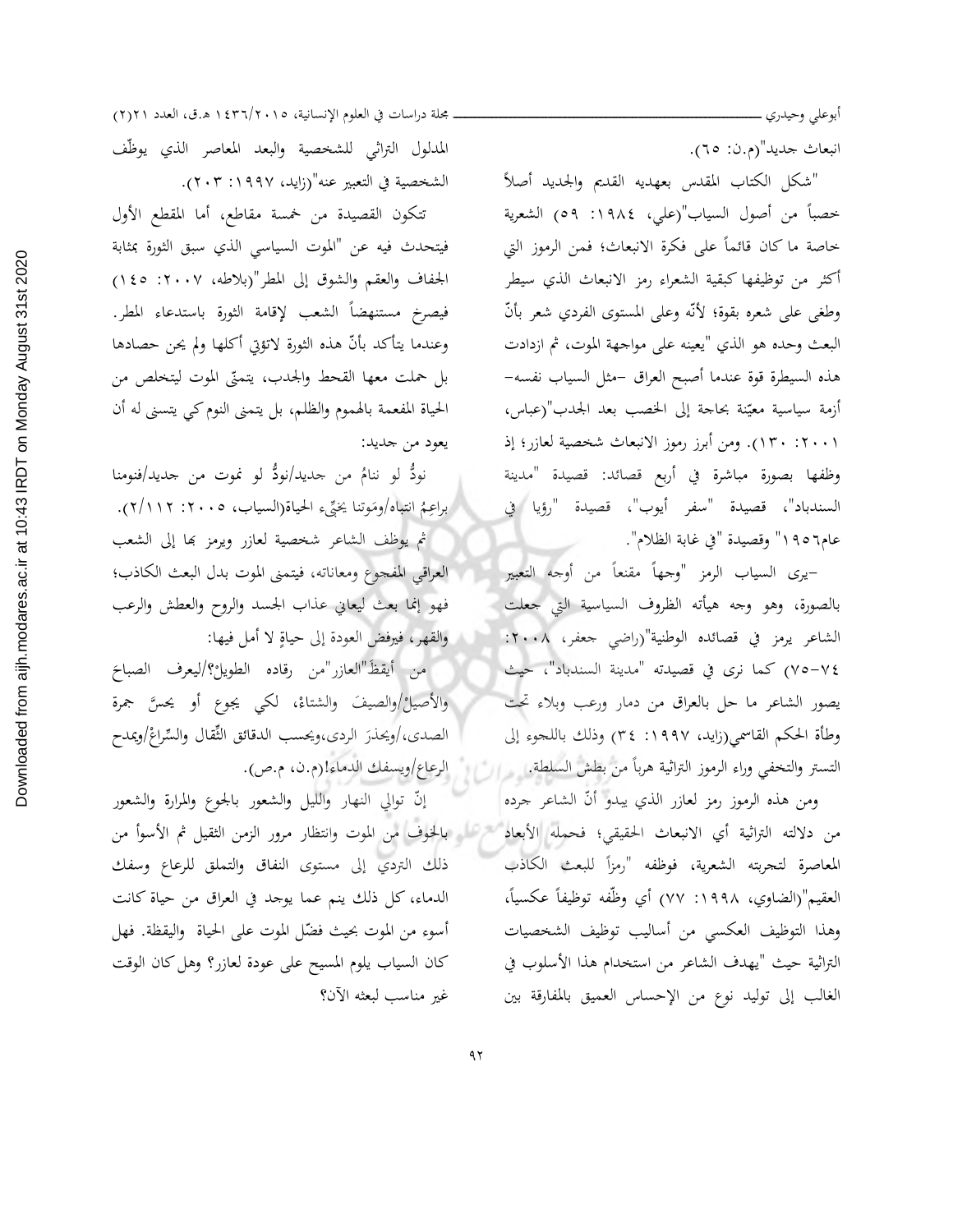انبعاث جديد"(م.ن: ٦٥).

"شكل الكتاب المقدس بعهديه القديم والجديد أصلاً خصباً من أصول السياب"(علي، ١٩٨٤: ٥٩) الشعرية خاصة ما كان قائماً على فكرة الانبعاث؛ فمن الرموز التي أكثر من توظيفها كبقية الشعراء رمز الانبعاث الذي سيطر وطغى على شعره بقوة؛ لأنّه وعلى المستوى الفردي شعر بأنّ البعث وحده هو الذي "يعينه على مواجهة الموت، ثم ازدادت هذه السيطرة قوة عندما أصبح العراق -مثل السياب نفسه- أزمة سياسية معيّنة بحاجة إلى الخصب بعد الجدب"(عباس، ٢٠٠١: ١٣٠). ومن أبرز رموز الانبعاث شخصية لعازر؛ إذ وظفها بصورة مباشرة في أربع قصائد: قصيدة "مدينة السندباد"، قصيدة "سفر أيوب"، قصيدة "رؤيا في عام١٩٥٦" وقصيدة "في غابة الظلام".

-يرى السياب الرمز "وجهاً مقنعاً من أوجه التعبير بالصورة، وهو وجه هيأته الظروف السياسية التي جعلت الشاعر يرمز في قصائده الوطنية"(راضي جعفر، ٢٠٠٨: ٧٤-٧٥) كما نرى في قصيدته "مدينة السندباد"، حيث يصور الشاعر ما حل بالعراق من دمار ورعب وبلاء تحت وطأة الحكم القاسمي(زايد، ١٩٩٧: ٣٤) وذلك باللجوء إلى التستر والتخفي وراء الرموز التراثية هرباً من بطش السلطة.

ومن هذه الرموز رمز لعازر الذي يبدو أنّ الشاعر جرده من دلالته التراثية أي الانبعاث الحقيقي؛ فحمله الأبعاد المعاصرة لتجربته الشعرية، فوظفه "رمزاً للبعث الكاذب العقيم"(الضاوي، ١٩٩٨: ٧٧) أي وظّفه توظيفاً عكسياً، وهذا التوظيف العكسي من أساليب توظيف الشخصيات التراثية حيث "يهدف الشاعر من استخدام هذا الأسلوب في الغالب إلى توليد نوع من الإحساس العميق بالمفارقة بين المدلول التراثي للشخصية والبعد المعاصر الذي يوظّف الشخصية في التعبير عنه"(زايد، ١٩٩٧: ٢٠٣).

تتكون القصيدة من خمسة مقاطع، أما المقطع الأول فيتحدث فيه عن "الموت السياسي الذي سبق الثورة بمثابة الجفاف والعقم والشوق إلى المطر"(بلاطه، ٢٠٠٧: ١٤٥) فيصرخ مستنهضاً الشعب لإقامة الثورة باستدعاء المطر. وعندما يتأكد بأنّ هذه الثورة لاتؤتي أكلها ولم يحن حصادها بل حملت معها القحط والجدب، يتمنّى الموت ليتخلص من الحياة المفعمة بالهموم والظلم، بل يتمنى النوم كي يتسنى له أن يعود من جديد:

نودُّ لو ننامُ من جديد/نودُّ لو نموت من جديد/فنومنا براعمُ انتباه/ومَوتنا يخبِّيء الحياة(السياب، ٢٠٠٥: ١١٢/٢).

ثم يوظف الشاعر شخصية لعازر ويرمز بها إلى الشعب العراقي المفجوع ومعاناته، فيتمنى الموت بدل البعث الكاذب؛ فهو إنما بعث ليعاني عذاب الجسد والروح والعطش والرعب والقهر، فيرفض العودة إلى حياةٍ لا أمل فيها:

من أيقظَ"العازر"من رقاده الطويلْ؟/ليعرف الصباحَ والأصيلْ/والصيفَ والشتاءْ، لكي يجوع أو يحسَّ جمرة الصدى،/ويحذرَ الردى،ويحسب الدقائق الثّقال والسِّراعْ/ويمدح الرعاع/ويسفك الدماء!(م.ن، م.ص).

إنّ توالي النهار والليل والشعور بالجوع والمرارة والشعور بالخوف من الموت وانتظار مرور الزمن الثقيل ثم الأسوأ من ذلك التردي إلى مستوى النفاق والتملق للرعاع وسفك الدماء، كل ذلك ينم عما يوجد في العراق من حياة كانت أسوء من الموت بحيث فضّل الموت على الحياة واليقظة. فهل كان السياب يلوم المسيح على عودة لعازر؟ وهل كان الوقت غير مناسب لبعثه الآن؟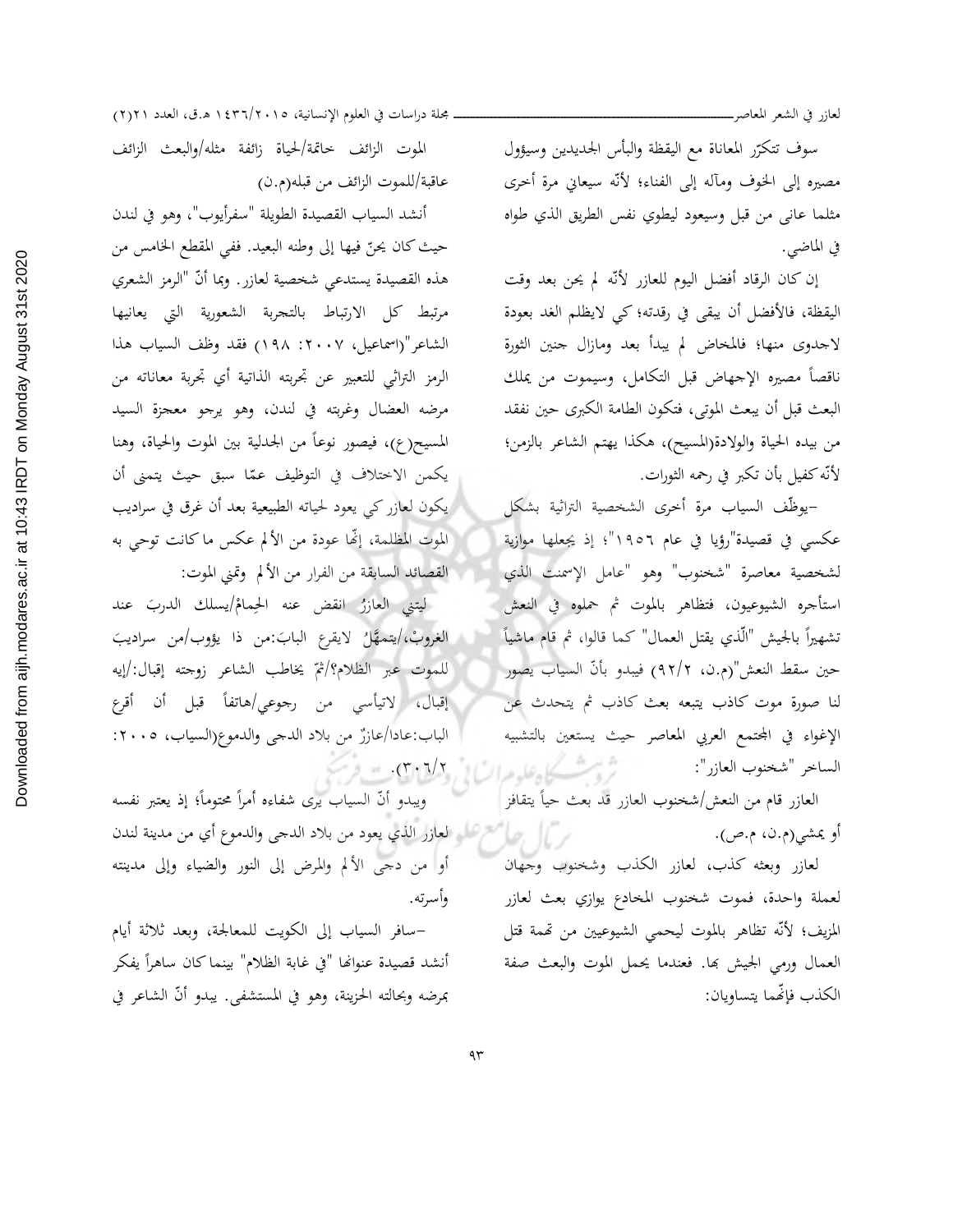سوف تتكرّر المعاناة مع اليقظة والبأس الجديدين وسيؤول مصيره إلى الخوف ومآله إلى الفناء؛ لأنّه سيعاني مرة أخرى مثلما عانى من قبل وسيعود ليطوي نفس الطريق الذي طواه في الماضي.

إن كان الرقاد أفضل اليوم للعازر لأنّه لم يحن بعد وقت اليقظة، فالأفضل أن يبقى في رقدته؛ كي لايظلم الغد بعودة لاجدوى منها؛ فالمخاض لم يبدأ بعد ومازال جنين الثورة ناقصاً مصيره الإجهاض قبل التكامل، وسيموت من يملك البعث قبل أن يبعث الموتى، فتكون الطامة الكبرى حين نفقد من بيده الحياة والولادة(المسيح)، هكذا يهتم الشاعر بالزمن؛ لأنّه كفيل بأن تكبر في رحمه الثورات.

-يوظّف السياب مرة أخرى الشخصية التراثية بشكل عكسي في قصيدة"رؤيا في عام ١٩٥٦"؛ إذ يجعلها موازية لشخصية معاصرة "شخنوب" وهو "عامل الإسمنت الذي استأجره الشيوعيون، فتظاهر بالموت ثم حملوه في النعش تشهيراً بالجيش "الّذي يقتل العمال" كما قالوا، ثم قام ماشياً حين سقط النعش"(م.ن، ٩٢/٢) فيبدو بأنّ السياب يصور لنا صورة موت كاذب يتبعه بعث كاذب ثم يتحدث عن الإغواء في المجتمع العربي المعاصر حيث يستعين بالتشبيه الساحر "شخنوب العازر":

العازر قام من النعش/شخنوب العازر قد بعث حياً يتقافز أو يمشي(م.ن، م.ص).

لعازر وبعثه كذب، لعازر الكذب وشخنوب وجهان لعملة واحدة، فموت شخنوب المخادع يوازي بعث لعازر المزيف؛ لأنّه تظاهر بالموت ليحمي الشيوعيين من تهمة قتل العمال ورمي الجيش بها. فعندما يحمل الموت والبعث صفة الكذب فإنّهما يتساويان:

الموت الزائف خاتمة/الحياة زائفة مثله/والبعث الزائف عاقبة/للموت الزائف من قبله(م.ن)

أنشد السياب القصيدة الطويلة "سفرأيوب"، وهو في لندن حيث كان يحنّ فيها إلى وطنه البعيد. ففي المقطع الخامس من هذه القصيدة يستدعي شخصية لعازر. وبما أنّ "الرمز الشعري مرتبط كل الارتباط بالتجربة الشعورية التي يعانيها الشاعر"(اسماعيل، ٢٠٠٧: ١٩٨) فقد وظف السياب هذا الرمز التراثي للتعبير عن تجربته الذاتية أي تجربة معاناته من مرضه العضال وغربته في لندن، وهو يرجو معجزة السيد المسيح(ع)، فيصور نوعاً من الجدلية بين الموت والحياة، وهنا يكمن الاختلاف في التوظيف عمّا سبق حيث يتمنى أن يكون لعازر كي يعود لحياته الطبيعية بعد أن غرق في سراديب الموت المظلمة، إنّها عودة من الألم عكس ما كانت توحي به القصائد السابقة من الفرار من الألم وتمني الموت:

ليتني العازرُ انقض عنه الحِمامُ/يسلك الدربَ عند الغروبْ،/يتمهَّلُ لايقرع البابَ:من ذا يؤوب/من سراديبَ للموت عبر الظلام؟/ثمّ يخاطب الشاعر زوجته إقبال:/إيه إقبال، لاتيأسي من رجوعي/هاتفاً قبل أن أقرع الباب:عادا/عازرٌ من بلاد الدجى والدموع(السياب، ٢٠٠٥: ٣٠٦/٢).

ويبدو أنّ السياب يرى شفاءه أمراً محتوماً؛ إذ يعتبر نفسه لعازر الذي يعود من بلاد الدجى والدموع أي من مدينة لندن أو من دجى الألم والمرض إلى النور والضياء وإلى مدينته وأسرته.

-سافر السياب إلى الكويت للمعالجة، وبعد ثلاثة أيام أنشد قصيدة عنوانها "في غابة الظلام" بينما كان ساهراً يفكر بمرضه وبحالته الحزينة، وهو في المستشفى. يبدو أنّ الشاعر في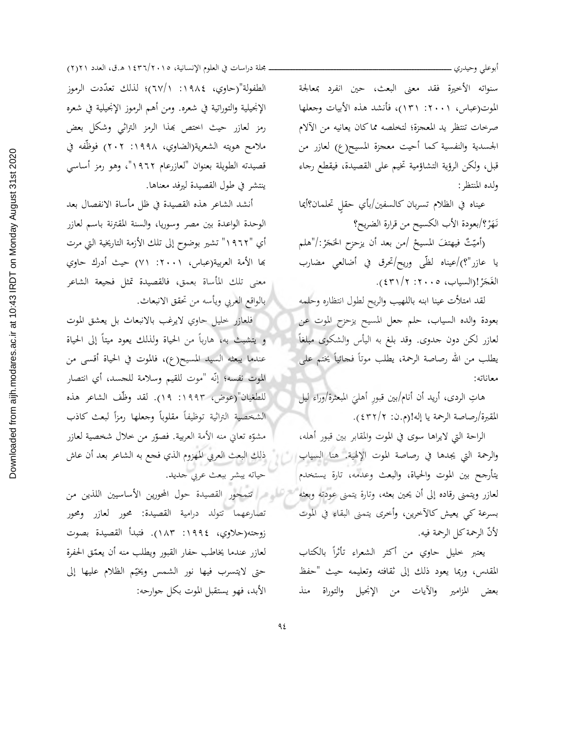سنواته الأخيرة فقد معنى البعث، حين انفرد بمعالجة الموت(عباس، ٢٠٠١: ١٣١)، فأنشد هذه الأبيات وجعلها صرخات تنتظر يد المعجزة؛ لتخلصه مما كان يعانيه من الآلام الجسدية والنفسية كما أحيت معجزة المسيح(ع) لعازر من قبل، ولكن الرؤية التشاؤمية تخيم على القصيدة، فيقطع رجاء ولده المنتظر:

عيناه في الظلام تسربان كالسفين/بأي حقلٍ تحلمان؟أيما نَهَرْ؟/بعودة الأب الكسيح من قرارة الضريح؟

(أميّتٌ فيهتفَ المسيحُ /من بعد أن يزحزح الحَجَرْ:/"هلم يا عازر"؟)/عيناه لظًى وريح/تحرق في أضالعي مضارب الغَجَرْ!(السياب، ٢٠٠٥: ٢/٤٣١).

لقد امتلأت عينا ابنه باللهيب والريح لطول انتظاره وحلمه بعودة والده السياب، حلم جعل المسيح يزحزح الموت عن لعازر لكن دون جدوى. وقد بلغ به اليأس والشكوى مبلغاً يطلب من الله رصاصة الرحمة، يطلب موتاً فجائياً يختم على معاناته:

هاتِ الردى، أريد أن أنام/بين قبورِ أهليَ المبعثرة/وراء ليل المقبرة/رصاصة الرحمة يا إله!(م.ن: ٢/٤٣٢).

الراحة التي لايراها سوى في الموت والمقابر بين قبور أهله، والرحمة التي يجدها في رصاصة الموت الإلهية. هنا السياب يتأرجح بين الموت والحياة، والبعث وعدمه، تارة يستخدم لعازر ويتمنى رقاده إلى أن يحين بعثه، وتارة يتمنى عودته وبعثه بسرعة كي يعيش كالآخرين، وأخرى يتمنى البقاء في الموت لأنّ الرحمة كل الرحمة فيه.

يعتبر خليل حاوي من أكثر الشعراء تأثراً بالكتاب المقدس، وربما يعود ذلك إلى ثقافته وتعليمه حيث "حفظ بعض المزامير والآيات من الإنجيل والتوراة منذ الطفولة"(حاوي، ١٩٨٤: ١/٦٧)؛ لذلك تعدّدت الرموز الإنجيلية والتوراتية في شعره. ومن أهم الرموز الإنجيلية في شعره رمز لعازر حيث اختص بهذا الرمز التراثي وشكل بعض ملامح هويته الشعرية(الضاوي، ١٩٩٨: ٢٠٢) فوظّفه في قصيدته الطويلة بعنوان "لعازرعام ١٩٦٢"، وهو رمز أساسي ينتشر في طول القصيدة ليرفد معناها.

أنشد الشاعر هذه القصيدة في ظل مأساة الانفصال بعد الوحدة الواعدة بين مصر وسوريا، والسنة المقترنة باسم لعازر أي "١٩٦٢" تشير بوضوح إلى تلك الأزمة التاريخية التي مرت بها الأمة العربية(عباس، ٢٠٠١: ٧١) حيث أدرك حاوي معنى تلك المأساة بعمق، فالقصيدة تمثل فجيعة الشاعر بالواقع العربي ويأسه من تحقق الانبعاث.

فلعازر خليل حاوي لايرغب بالانبعاث بل يعشق الموت و يتشبث به، هارباً من الحياة ولذلك يعود ميتاً إلى الحياة عندما يبعثه السيد المسيح(ع)، فالموت في الحياة أقسى من الموت نفسه؛ إنّه "موت للقيم وسلامة للجسد، أي انتصار للطغيان"(عوض، ١٩٩٣: ١٩). لقد وظّف الشاعر هذه الشخصية التراثية توظيفاً مقلوباً وجعلها رمزاً لبعث كاذب مشوّه تعاني منه الأمة العربية. فصوّر من خلال شخصية لعازر ذلك البعث العربي المهزوم الذي فجع به الشاعر بعد أن عاش حياته يبشر ببعث عربي جديد.

تتمحور القصيدة حول المحورين الأساسيين اللذين من تصارعهما تتولد درامية القصيدة: محور لعازر ومحور زوجته(حلاوي، ١٩٩٤: ١٨٣). فتبدأ القصيدة بصوت لعازر عندما يخاطب حفار القبور ويطلب منه أن يعمّق الحفرة حتى لايتسرب فيها نور الشمس ويخيّم الظلام عليها إلى الأبد، فهو يستقبل الموت بكل جوارحه: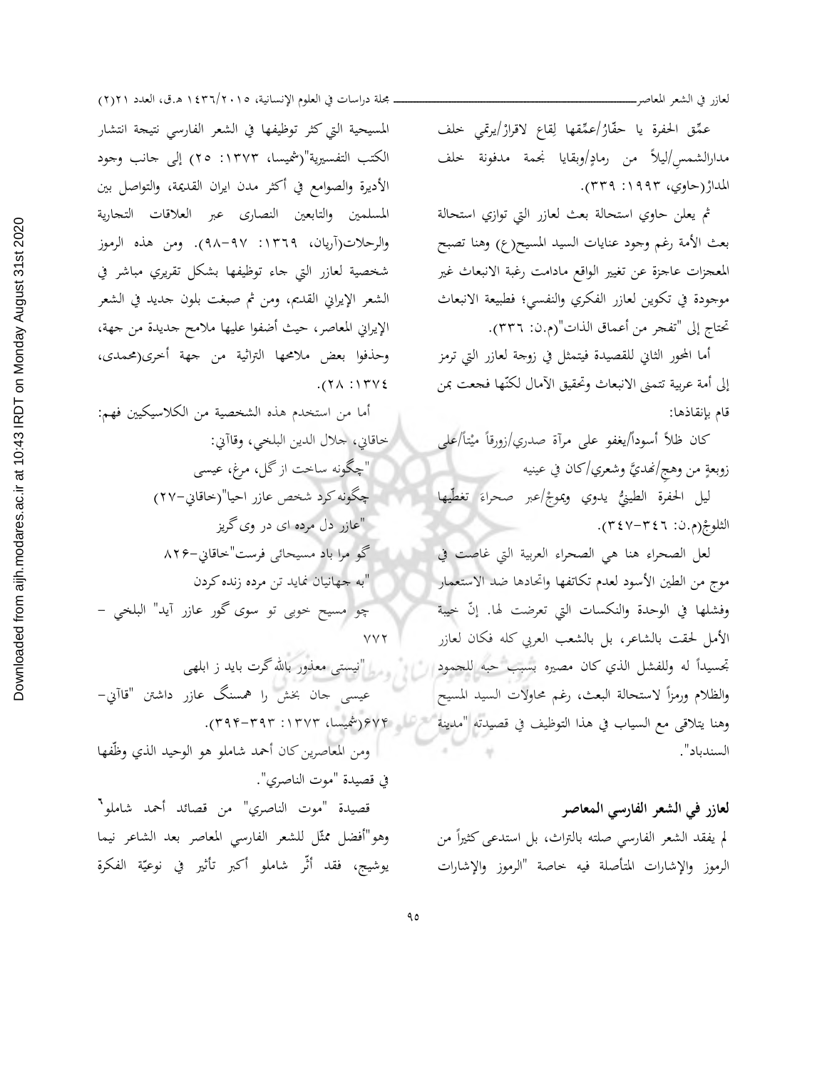عمِّق الحفرة يا حفّارُ/عمِّقها لِقاعٍ لاقرارٌ/يرتمي خلف مدارالشمسِ/ليلاً من رمادٍ/وبقايا نجمة مدفونة خلف المدارٌ(حاوي، ١٩٩٣: ٣٣٩).

ثم يعلن حاوي استحالة بعث لعازر التي توازي استحالة بعث الأمة رغم وجود عنايات السيد المسيح(ع) وهنا تصبح المعجزات عاجزة عن تغيير الواقع مادامت رغبة الانبعاث غير موجودة في تكوين لعازر الفكري والنفسي؛ فطبيعة الانبعاث تحتاج إلى "تفجر من أعماق الذات"(م.ن: ٣٣٦).

أما المحور الثاني للقصيدة فيتمثل في زوجة لعازر التي ترمز إلى أمة عربية تتمنى الانبعاث وتحقيق الآمال لكنّها فجعت بمن قام بإنقاذها:

كان ظلاً أسوداً/يغفو على مرآة صدري/زورقاً ميْتاً/على زوبعةٍ من وهجِ/نهديَّ وشعري/كان في عينيه

ليل الحفرة الطينيُّ يدوي ويموجُ/عبر صحراءَ تغطّيها الثلوجُ(م.ن: ٣٤٦-٣٤٧).

لعل الصحراء هنا هي الصحراء العربية التي غاصت في موج من الطين الأسود لعدم تكاتفها واتحادها ضد الاستعمار وفشلها في الوحدة والنكسات التي تعرضت لها. إنّ خيبة الأمل لحقت بالشاعر، بل بالشعب العربي كله فكان لعازر تجسيداً له وللفشل الذي كان مصيره بسبب حبه للجمود والظلام ورمزاً لاستحالة البعث، رغم محاولات السيد المسيح وهنا يتلاقى مع السياب في هذا التوظيف في قصيدته "مدينة السندباد".

## لعازر في الشعر الفارسي المعاصر

لم يفقد الشعر الفارسي صلته بالتراث، بل استدعى كثيراً من الرموز والإشارات المتأصلة فيه خاصة "الرموز والإشارات المسيحية التي كثر توظيفها في الشعر الفارسي نتيجة انتشار الكتب التفسيرية"(شميسا، ١٣٧٣: ٢٥) إلى جانب وجود الأديرة والصوامع في أكثر مدن ايران القديمة، والتواصل بين المسلمين والتابعين النصارى عبر العلاقات التجارية والرحلات(آريان، ١٣٦٩: ٩٧-٩٨). ومن هذه الرموز شخصية لعازر التي جاء توظيفها بشكل تقريري مباشر في الشعر الإيراني القديم، ومن ثم صبغت بلون جديد في الشعر الإيراني المعاصر، حيث أضفوا عليها ملامح جديدة من جهة، وحذفوا بعض ملامحها التراثية من جهة أخرى(محمدى، ١٣٧٤: ٢٨).

أما من استخدم هذه الشخصية من الكلاسيكيين فهم: خاقاني، جلال الدين البلخي، وقاآني:

"چگونه ساخت از گل، مرغ، عیسی
چگونه کرد شخص عازر احیا"(خاقاني-٢٧)

"عازر دل مرده ای در وی گریز
گو مرا باد مسیحائی فرست"خاقاني-٨٢۶

"به جهانیان نماید تن مرده زنده کردن
چو مسیح خوبی تو سوی گور عازر آید" البلخي - ٧٧٢

"نیستی معذور بالله گرت باید ز ابلهی
عیسی جان بخش را همسنگ عازر داشتن "قاآني-۶٧۴(شميسا، ١٣٧٣: ٣٩٣-٣٩۴).

ومن المعاصرين كان أحمد شاملو هو الوحيد الذي وظّفها في قصيدة "موت الناصري".

قصيدة "موت الناصري" من قصائد أحمد شاملو[٦] وهو"أفضل ممثّل للشعر الفارسي المعاصر بعد الشاعر نيما يوشيج، فقد أثّر شاملو أكبر تأثير في نوعيّة الفكرة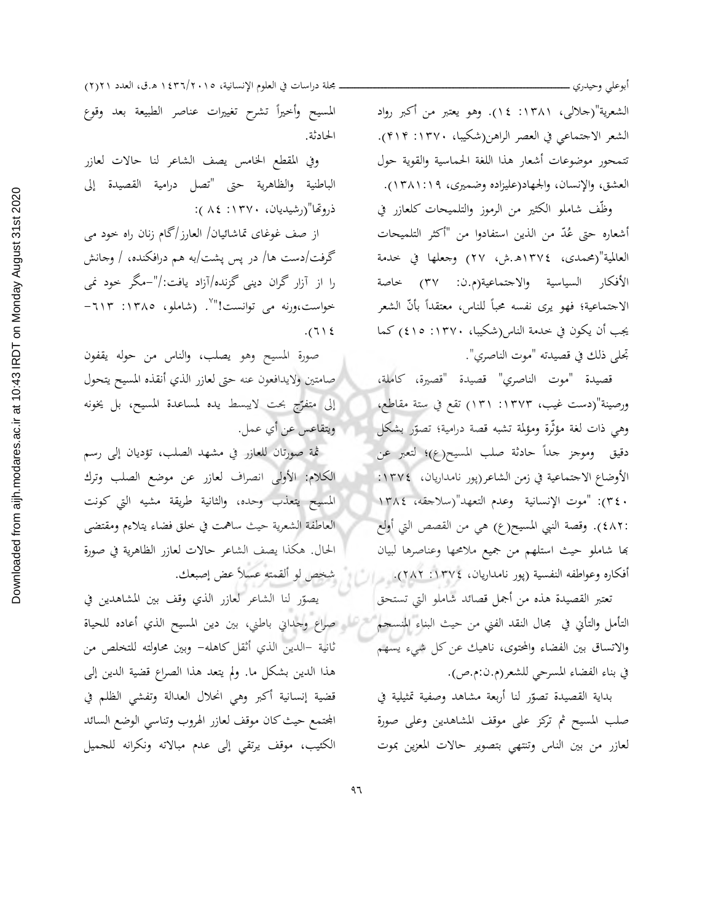الشعرية"(جلالی، ۱۳۸۱: ۱٤). وهو يعتبر من أكبر رواد الشعر الاجتماعي في العصر الراهن(شكيبا، ۱۳۷۰: ۴۱۴). تتمحور موضوعات أشعار هذا اللغة الحماسية والقوية حول العشق، والإنسان، والجهاد(عليزاده وضميرى، ۱۹:۱۳۸۱).

وظّف شاملو الكثير من الرموز والتلميحات كلعازر في أشعاره حتى عُدّ من الذين استفادوا من "أكثر التلميحات العالمية"(محمدی، ۱۳۷٤هـ.ش، ۲۷) وجعلها في خدمة الأفكار السياسية والاجتماعية(م.ن: ۳۷) خاصة الاجتماعية؛ فهو يرى نفسه محباً للناس، معتقداً بأنّ الشعر يجب أن يكون في خدمة الناس(شكيبا، ۱۳۷۰: ٤۱٥) كما تجلى ذلك في قصيدته "موت الناصري".

قصيدة "موت الناصري" قصيدة "قصيرة، كاملة، ورصينة"(دست غيب، ۱۳۷۳: ۱۳۱) تقع في ستة مقاطع، وهي ذات لغة مؤثّرة ومؤلمة تشبه قصة درامية؛ تصوّر بشكل دقيق وموجز جداً حادثة صلب المسيح(ع)؛ لتعبر عن الأوضاع الاجتماعية في زمن الشاعر(پور نامداريان، ۱۳۷٤: ۳٤۰): "موت الإنسانية وعدم التعهد"(سلاجقه، ۱۳۸٤ :٤۸۲). وقصة النبي المسيح(ع) هي من القصص التي أولع بها شاملو حيث استلهم من جميع ملامحها وعناصرها لبيان أفكاره وعواطفه النفسية (پور نامداريان، ۱۳۷٤: ۲۸۲).

تعتبر القصيدة هذه من أجمل قصائد شاملو التي تستحق التأمل والتأني في مجال النقد الفني من حيث البناء المنسجم والاتساق بين الفضاء والمحتوى، ناهيك عن كل شيء يسهم في بناء الفضاء المسرحي للشعر(م.ن:م.ص).

بداية القصيدة تصوّر لنا أربعة مشاهد وصفية تمثيلية في صلب المسيح ثم تركز على موقف المشاهدين وعلى صورة لعازر من بين الناس وتنتهي بتصوير حالات المعزين بموت المسيح وأخيراً تشرح تغييرات عناصر الطبيعة بعد وقوع الحادثة.

وفي المقطع الخامس يصف الشاعر لنا حالات لعازر الباطنية والظاهرية حتى "تصل درامية القصيدة إلى ذروتها"(رشيديان، ۱۳۷۰: ۸٤ ):

از صف غوغاى تماشائيان/ العازر/گام زنان راه خود مى گرفت/دست ها/ در پس پشت/به هم درافكنده، / وجانش را از آزار گران دينى گزنده/آزاد يافت:/"-مگر خود نمى خواست،ورنه مى توانست!"[٧]. (شاملو، ۱۳۸٥: ٦۱۳-٦۱٤).

صورة المسيح وهو يصلب، والناس من حوله يقفون صامتين ولايدافعون عنه حتى لعازر الذي أنقذه المسيح يتحول إلى متفرّج بحت لايبسط يده لمساعدة المسيح، بل يخونه ويتقاعس عن أي عمل.

ثمة صورتان للعازر في مشهد الصلب، تؤديان إلى رسم الكلام: الأولى انصراف لعازر عن موضع الصلب وترك المسيح يتعذب وحده، والثانية طريقة مشيه التي كونت العاطفة الشعرية حيث ساهمت في خلق فضاء يتلاءم ومقتضى الحال. هكذا يصف الشاعر حالات لعازر الظاهرية في صورة شخص لو ألقمته عسلاً عض إصبعك.

يصوّر لنا الشاعر لعازر الذي وقف بين المشاهدين في صراع وجداني باطني، بين دين المسيح الذي أعاده للحياة ثانية -الدين الذي أثقل كاهله- وبين محاولته للتخلص من هذا الدين بشكل ما. ولم يتعد هذا الصراع قضية الدين إلى قضية إنسانية أكبر وهي انحلال العدالة وتفشي الظلم في المجتمع حيث كان موقف لعازر الهروب وتناسي الوضع السائد الكئيب، موقف يرتقي إلى عدم مبالاته ونكرانه للجميل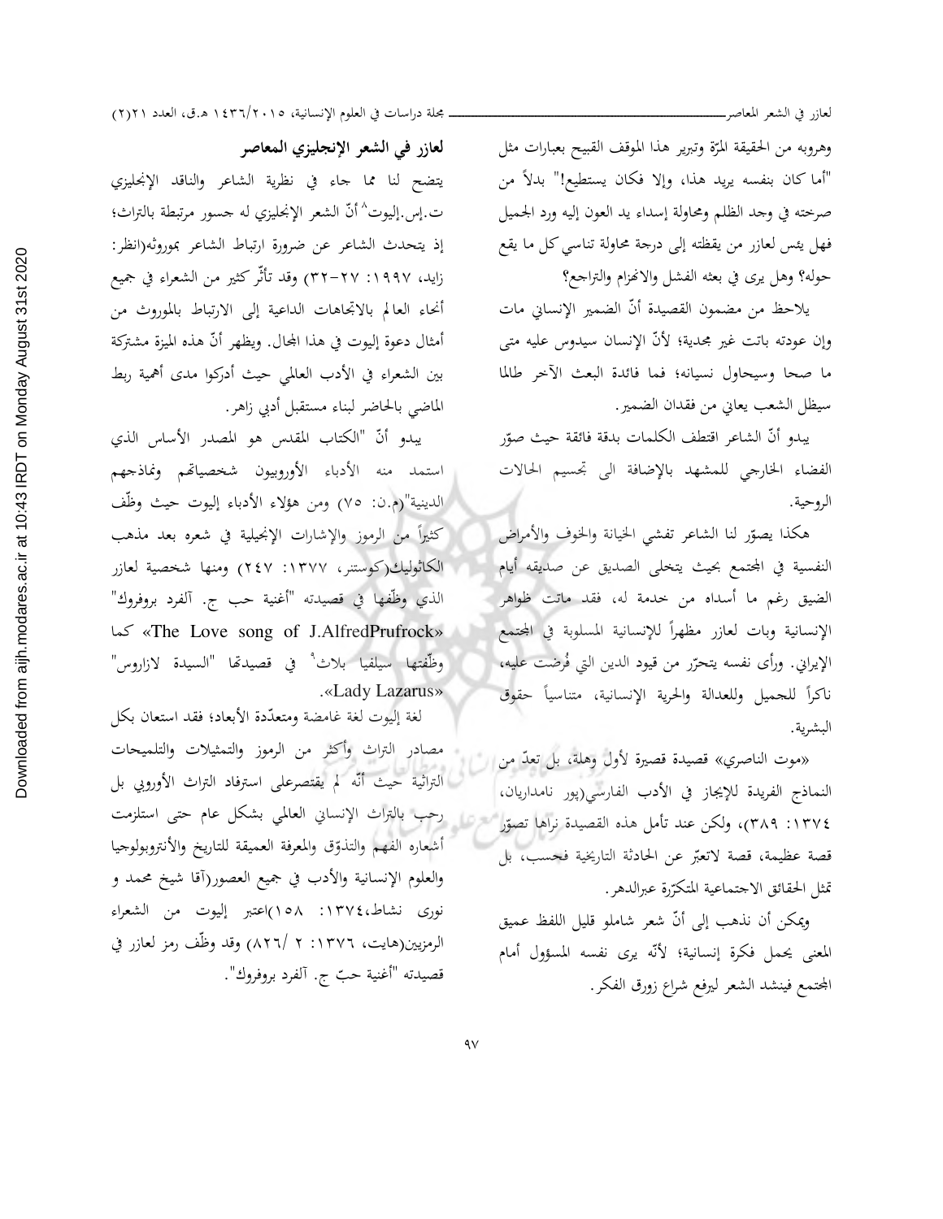وهروبه من الحقيقة المرّة وتبرير هذا الموقف القبيح بعبارات مثل "أما كان بنفسه يريد هذا، وإلا فكان يستطيع!" بدلاً من صرخته في وجد الظلم ومحاولة إسداء يد العون إليه ورد الجميل فهل يئس لعازر من يقظته إلى درجة محاولة تناسي كل ما يقع حوله؟ وهل يرى في بعثه الفشل والانهزام والتراجع؟

يلاحظ من مضمون القصيدة أنّ الضمير الإنساني مات وإن عودته باتت غير مجدية؛ لأنّ الإنسان سيدوس عليه متى ما صحا وسيحاول نسيانه؛ فما فائدة البعث الآخر طالما سيظل الشعب يعاني من فقدان الضمير.

يبدو أنّ الشاعر اقتطف الكلمات بدقة فائقة حيث صوّر الفضاء الخارجي للمشهد بالإضافة الى تجسيم الحالات الروحية.

هكذا يصوّر لنا الشاعر تفشي الخيانة والخوف والأمراض النفسية في المجتمع بحيث يتخلى الصديق عن صديقه أيام الضيق رغم ما أسداه من خدمة له، فقد ماتت ظواهر الإنسانية وبات لعازر مظهراً للإنسانية المسلوبة في المجتمع الإيراني. ورأى نفسه يتحرّر من قيود الدين التي فُرضت عليه، ناكراً للجميل وللعدالة والحرية الإنسانية، متناسياً حقوق البشرية.

«موت الناصري» قصيدة قصيرة لأول وهلة، بل تعدّ من النماذج الفريدة للإيجاز في الأدب الفارسي(پور نامداريان، ۱۳۷٤: ۳۸۹)، ولكن عند تأمل هذه القصيدة نراها تصوّر قصة عظيمة، قصة لاتعبّر عن الحادثة التاريخية فحسب، بل تمثل الحقائق الاجتماعية المتكرّرة عبرالدهر.

ويمكن أن نذهب إلى أنّ شعر شاملو قليل اللفظ عميق المعنى يحمل فكرة إنسانية؛ لأنّه يرى نفسه المسؤول أمام المجتمع فينشد الشعر ليرفع شراع زورق الفكر.

## لعازر في الشعر الإنجليزي المعاصر

يتضح لنا مما جاء في نظرية الشاعر والناقد الإنجليزي ت.إس.إليوت[8] أنّ الشعر الإنجليزي له جسور مرتبطة بالتراث؛ إذ يتحدث الشاعر عن ضرورة ارتباط الشاعر بموروثه(انظر: زايد، ۱۹۹۷: ۲۷-۳۲) وقد تأثّر كثير من الشعراء في جميع أنحاء العالم بالاتجاهات الداعية إلى الارتباط بالموروث من أمثال دعوة إليوت في هذا المجال. ويظهر أنّ هذه الميزة مشتركة بين الشعراء في الأدب العالمي حيث أدركوا مدى أهمية ربط الماضي بالحاضر لبناء مستقبل أدبي زاهر.

يبدو أنّ "الكتاب المقدس هو المصدر الأساس الذي استمد منه الأدباء الأوروبيون شخصياتهم ونماذجهم الدينية"(م.ن: ۷٥) ومن هؤلاء الأدباء إليوت حيث وظّف كثيراً من الرموز والإشارات الإنجيلية في شعره بعد مذهب الكاثوليك(كوستر، ۱۳۷۷: ۲٤۷) ومنها شخصية لعازر الذي وظّفها في قصيدته "أغنية حب ج. آلفرد بروفروك" «The Love song of J.AlfredPrufrock» كما وظّفتها سيلفيا بلاث[9] في قصيدتها "السيدة لازاروس" «Lady Lazarus».

لغة إليوت لغة غامضة ومتعدّدة الأبعاد؛ فقد استعان بكل مصادر التراث وأكثر من الرموز والتمثيلات والتلميحات التراثية حيث أنّه لم يقتصرعلى استرفاد التراث الأوروبي بل رحب بالتراث الإنساني العالمي بشكل عام حتى استلزمت أشعاره الفهم والتذوّق والمعرفة العميقة للتاريخ والأنتروبولوجيا والعلوم الإنسانية والأدب في جميع العصور(آقا شيخ محمد و نوری نشاط،۱۳۷٤: ۱٥۸)اعتبر إليوت من الشعراء الرمزيين(هايت، ۱۳۷٦: ۲ /۸۲٦) وقد وظّف رمز لعازر في قصيدته "أغنية حبّ ج. آلفرد بروفروك".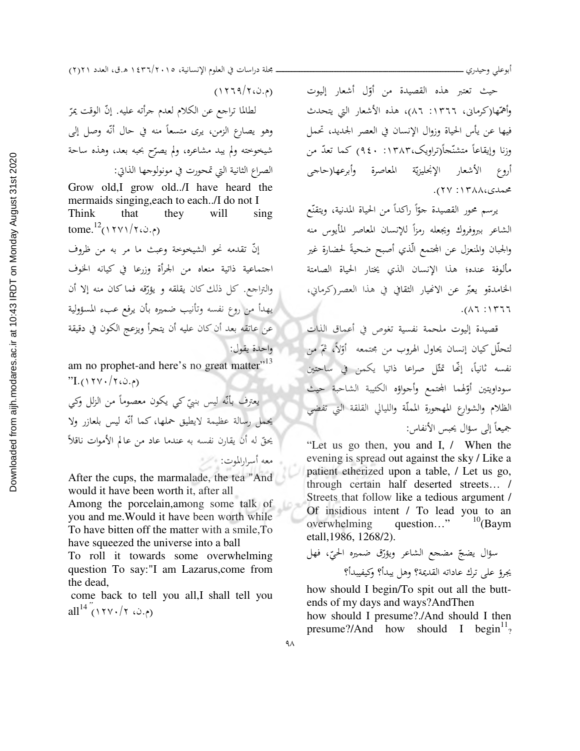حيث تعتبر هذه القصيدة من أوّل أشعار إليوت وأهمّها(كرماني، ١٣٦٦: ٨٦)، هذه الأشعار التي يتحدث فيها عن يأس الحياة وزوال الإنسان في العصر الجديد، تحمل وزنا وإيقاعاً متشنّجاً(تراويک،١٣٨٣: ٩٤٠) كما تعدّ من أروع الأشعار الإنجليزيّة المعاصرة وأبرعها(حاجی محمدی،١٣٨٨: ٢٧).

يرسم محور القصيدة جوّاً راكداً من الحياة المدنية، ويتقنّع الشاعر ببروفروك ويجعله رمزاً للإنسان المعاصر المأيوس منه والجبان والمنعزل عن المجتمع الّذي أصبح ضحيةً لحضارة غير مألوفة عنده؛ هذا الإنسان الذي يختار الحياة الصامتة الخامدةو يعبّر عن الانهيار الثقافي في هذا العصر(كرماني، ١٣٦٦: ٨٦).

قصيدة إليوت ملحمة نفسية تغوص في أعماق الذات لتحلّل كيان إنسان يحاول الهروب من مجتمعه أوّلاً، ثمّ من نفسه ثانياً، إنّها تمثّل صراعا ذاتيا يكمن في ساحتين سوداويتين أوّلهما المجتمع وأجواؤه الكئيبة الشاحبة حيث الظلام والشوارع المهجورة المملّة والليالي القلقة التي تفضي جميعاً إلى سؤال يحبس الأنفاس:

"Let us go then, you and I, / When the evening is spread out against the sky / Like a patient etherized upon a table, / Let us go, through certain half deserted streets… / Streets that follow like a tedious argument / Of insidious intent / To lead you to an overwhelming question…" [10](Baym etall,1986, 1268/2).

سؤال يضجّ مضجع الشاعر ويؤرّق ضميره الحيّ، فهل يجرؤ على ترك عاداته القديمة؟ وهل يبدأ؟ وكيفيبدأ؟

how should I begin/To spit out all the butt-ends of my days and ways?AndThen
how should I presume?./And should I then presume?/And how should I begin[11]؟ (م.ن،١٢٦٩/٢)

لطالما تراجع عن الكلام لعدم جرأته عليه. إنّ الوقت يمرّ وهو يصارع الزمن، يرى متسعاً منه في حال أنّه وصل إلى شيخوخته ولم يبد مشاعره، ولم يصرّح بحبه بعد، وهذه ساحة الصراع الثانية التي تمحورت في مونولوجها الذاتي:

Grow old,I grow old../I have heard the mermaids singing,each to each../I do not I Think that they will sing tome.[12](م.ن،١٢٧١/٢)

إنّ تقدمه نحو الشيخوخة وعبث ما مر به من ظروف اجتماعية ذاتية منعاه من الجرأة وزرعا في كيانه الخوف والتراجع. كل ذلك كان يقلقه و يؤرّقه فما كان منه إلا أن يهدأ من روع نفسه وتأنيب ضميره بأن يرفع عبء المسؤولية عن عاتقه بعد أن كان عليه أن يتجرأ ويزعج الكون في دقيقة واحدة يقول:

"I am no prophet-and here's no great matter"[13] (م.ن،١٢٧٠/٢).

يعترف بأنّه ليس بنبيّ كي يكون معصوماً من الزلل وكي يحمل رسالة عظيمة لايطيق حملها، كما أنّه ليس بلعازر ولا يحقّ له أن يقارن نفسه به عندما عاد من عالم الأموات ناقلاً معه أسرارالموت:

After the cups, the marmalade, the tea "And would it have been worth it, after all
Among the porcelain,among some talk of you and me.Would it have been worth while To have bitten off the matter with a smile,To have squeezed the universe into a ball
To roll it towards some overwhelming question To say:"I am Lazarus,come from the dead,
come back to tell you all,I shall tell you all[14]" (م.ن، ١٢٧٠/٢)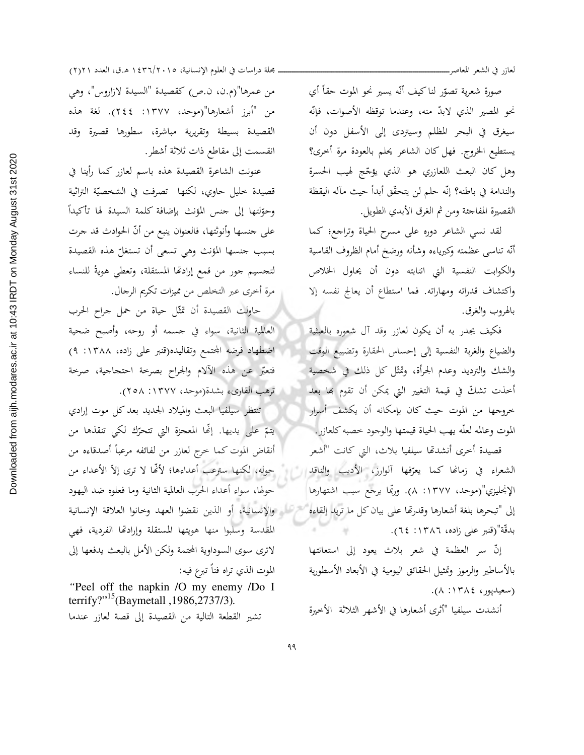صورة شعرية تصوّر لنا كيف أنّه يسير نحو الموت حقاً أي نحو المصير الذي لابدّ منه، وعندما توقظه الأصوات، فإنّه سيغرق في البحر المظلم وسيتردى إلى الأسفل دون أن يستطيع الخروج. فهل كان الشاعر يحلم بالعودة مرة أخرى؟ وهل كان البعث اللعازري هو الذي يؤجّج لهيب الحسرة والندامة في باطنه؟ إنّه حلم لن يتحقّق أبداً حيث مآله اليقظة القصيرة المفاجئة ومن ثم الغرق الأبدي الطويل.

لقد نسي الشاعر دوره على مسرح الحياة وتراجع؛ كما أنّه تناسى عظمته وكبرياءه وشأنه ورضخ أمام الظروف القاسية والكوابت النفسية التي انتابته دون أن يحاول الخلاص واكتشاف قدراته ومهاراته. فما استطاع أن يعالج نفسه إلا بالهروب والغرق.

فكيف يجدر به أن يكون لعازر وقد آل شعوره بالعبثية والضياع والغربة النفسية إلى إحساس الحقارة وتضييع الوقت والشك والترديد وعدم الجرأة، وتمثّل كل ذلك في شخصية أخذت تشكّ في قيمة التغيير التي يمكن أن تقوم بها بعد خروجها من الموت حيث كان بإمكانه أن يكشف أسرار الموت وعالمه لعلّه يهب الحياة قيمتها والوجود خصبه كلعازر.

قصيدة أخرى أنشدتها سيلفيا بلاث، التي كانت "أشعر الشعراء في زمانها كما يعرّفها آلوارز، الأديب والناقد الإنجليزي"(موحد، ١٣٧٧: ٨). وربّما يرجع سبب اشتهارها إلى "تبحرها بلغة أشعارها وقدرتها على بيان كل ما تريد إلقاءه بدقّة"(قنبر على زاده، ١٣٨٦: ٦٤).

إنّ سر العظمة في شعر بلاث يعود إلى استعانتها بالأساطير والرموز وتمثيل الحقائق اليومية في الأبعاد الأسطورية (سعيدپور، ١٣٨٤: ٨).

أنشدت سيلفيا "أثرى أشعارها في الأشهر الثلاثة الأخيرة من عمرها"(م.ن، ن.ص) كقصيدة "السيدة لازاروس"، وهي من "أبرز أشعارها"(موحد، ١٣٧٧: ٢٤٤). لغة هذه القصيدة بسيطة وتقريرية مباشرة، سطورها قصيرة وقد انقسمت إلى مقاطع ذات ثلاثة أشطر.

عنونت الشاعرة القصيدة هذه باسم لعازر كما رأينا في قصيدة خليل حاوي، لكنها تصرفت في الشخصيّة التراثية وحوّلتها إلى جنس المؤنث بإضافة كلمة السيدة لها تأكيداً على جنسها وأنوثتها، فالعنوان ينبع من أنّ الحوادث قد جرت بسبب جنسها المؤنث وهي تسعى أن تستغلّ هذه القصيدة لتجسيم جور من قمع إرادتها المستقلة، وتعطي هويةً للنساء مرة أخرى عبر التخلص من مميزات تكريم الرجال.

حاولت القصيدة أن تمثّل حياة من حمل جراح الحرب العالمية الثانية، سواء في جسمه أو روحه، وأصبح ضحية اضطهاد فرضه المجتمع وتقاليده(قنبر على زاده، ١٣٨٨: ٩) فتعبّر عن هذه الآلام والجراح بصرخة احتجاجية، صرخة ترهب القارىء بشدة(موحد، ١٣٧٧: ٢٥٨).

تنتظر سيلفيا البعث والميلاد الجديد بعد كل موت إرادي يتمّ على يديها. إنّها المعجزة التي تتحرّك لكي تنقذها من أنقاض الموت كما خرج لعازر من لفائفه مرعباً أصدقاءه من حوله، لكنها سترعب أعداءها؛ لأنّها لا ترى إلاّ الأعداء من حولها، سواء أعداء الحرب العالمية الثانية وما فعلوه ضد اليهود والإنسانية، أو الذين نقضوا العهد وخانوا العلاقة الإنسانية المقدسة وسلبوا منها هويتها المستقلة وإرادتها الفردية، فهي لاترى سوى السوداوية المحتمة ولكن الأمل بالبعث يدفعها إلى الموت الذي تراه فناً تبرع فيه:

"Peel off the napkin /O my enemy /Do I terrify?"[15](Baymetall ,1986,2737/3).

تشير القطعة التالية من القصيدة إلى قصة لعازر عندما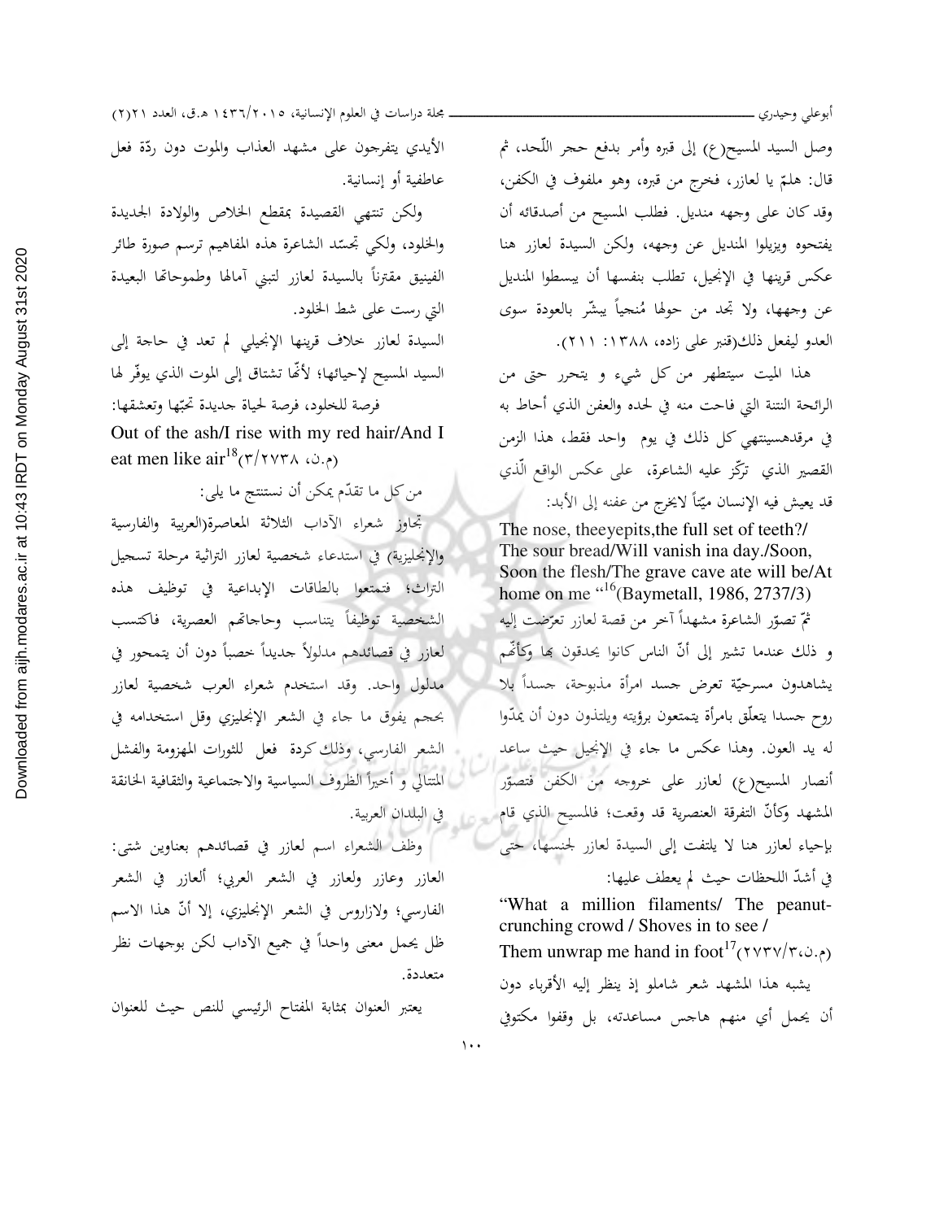وصل السيد المسيح(ع) إلى قبره وأمر بدفع حجر اللّحد، ثم قال: هلمّ يا لعازر، فخرج من قبره، وهو ملفوف في الكفن، وقد كان على وجهه منديل. فطلب المسيح من أصدقائه أن يفتحوه ويزيلوا المنديل عن وجهه، ولكن السيدة لعازر هنا عكس قرينها في الإنجيل، تطلب بنفسها أن يسقطوا المنديل عن وجهها، ولا تجد من حولها مُنجياً يبشّر بالعودة سوى العدو ليفعل ذلك(قنبر على زاده، ١٣٨٨: ٢١١).

هذا الميت سيتطهر من كل شيء و يتحرر حتى من الرائحة النتنة التي فاحت منه في لحده والعفن الذي أحاط به في مرقدهسينتهي كل ذلك في يوم واحد فقط، هذا الزمن القصير الذي تركّز عليه الشاعرة، على عكس الواقع الّذي قد يعيش فيه الإنسان ميّتاً لايخرج من عفنه إلى الأبد:

The nose, theeyepits,the full set of teeth?/ The sour bread/Will vanish ina day./Soon, Soon the flesh/The grave cave ate will be/At home on me "[16](Baymetall, 1986, 2737/3)

ثمّ تصوّر الشاعرة مشهداً آخر من قصة لعازر تعرّضت إليه و ذلك عندما تشير إلى أنّ الناس كانوا يحدقون بها وكأنّهم يشاهدون مسرحيّة تعرض جسد امرأة مذبوحة، جسداً بلا روح جسدا يتعلّق بامرأة يتمتعون برؤيته ويلتذون دون أن يمدّوا له يد العون. وهذا عكس ما جاء في الإنجيل حيث ساعد أنصار المسيح(ع) لعازر على خروجه من الكفن فتصوّر المشهد وكأنّ التفرقة العنصرية قد وقعت؛ فالمسيح الذي قام بإحياء لعازر هنا لا يلتفت إلى السيدة لعازر لجنسها، حتى في أشدّ اللحظات حيث لم يعطف عليها:

"What a million filaments/ The peanut-crunching crowd / Shoves in to see /
Them unwrap me hand in foot[17](م.ن،٣/٢٧٣٧)

يشبه هذا المشهد شعر شاملو إذ ينظر إليه الأقرباء دون أن يحمل أي منهم هاجس مساعدته، بل وقفوا مكتوفي الأيدي يتفرجون على مشهد العذاب والموت دون ردّة فعل عاطفية أو إنسانية.

ولكن تنتهي القصيدة بمقطع الخلاص والولادة الجديدة والخلود، ولكي تجسّد الشاعرة هذه المفاهيم ترسم صورة طائر الفينيق مقترناً بالسيدة لعازر لتبني آمالها وطموحاتها البعيدة التي رست على شط الخلود.

السيدة لعازر خلاف قرينها الإنجيلي لم تعد في حاجة إلى السيد المسيح لإحيائها؛ لأنّها تشتاق إلى الموت الذي يوفّر لها فرصة للخلود، فرصة لحياة جديدة تحبّها وتعشقها:

Out of the ash/I rise with my red hair/And I eat men like air[18](م.ن، ٣/٢٧٣٨)

من كل ما تقدّم يمكن أن نستنتج ما يلي:

تجاوز شعراء الآداب الثلاثة المعاصرة(العربية والفارسية والإنجليزية) في استدعاء شخصية لعازر التراثية مرحلة تسجيل التراث؛ فتمتعوا بالطاقات الإبداعية في توظيف هذه الشخصية توظيفاً يتناسب وحاجاتهم العصرية، فاكتسب لعازر في قصائدهم مدلولاً جديداً خصباً دون أن يتمحور في مدلول واحد. وقد استخدم شعراء العرب شخصية لعازر بحجم يفوق ما جاء في الشعر الإنجليزي وقل استخدامه في الشعر الفارسي، وذلك كردة فعل للثورات المهزومة والفشل المتتالي و أخيراً الظروف السياسية والاجتماعية والثقافية الخانقة في البلدان العربية.

وظف الشعراء اسم لعازر في قصائدهم بعناوين شتى: العازر وعازر ولعازر في الشعر العربي؛ ألعازر في الشعر الفارسي؛ ولازاروس في الشعر الإنجليزي، إلا أنّ هذا الاسم ظل يحمل معنى واحداً في جميع الآداب لكن بوجهات نظر متعددة.

يعتبر العنوان بمثابة المفتاح الرئيسي للنص حيث للعنوان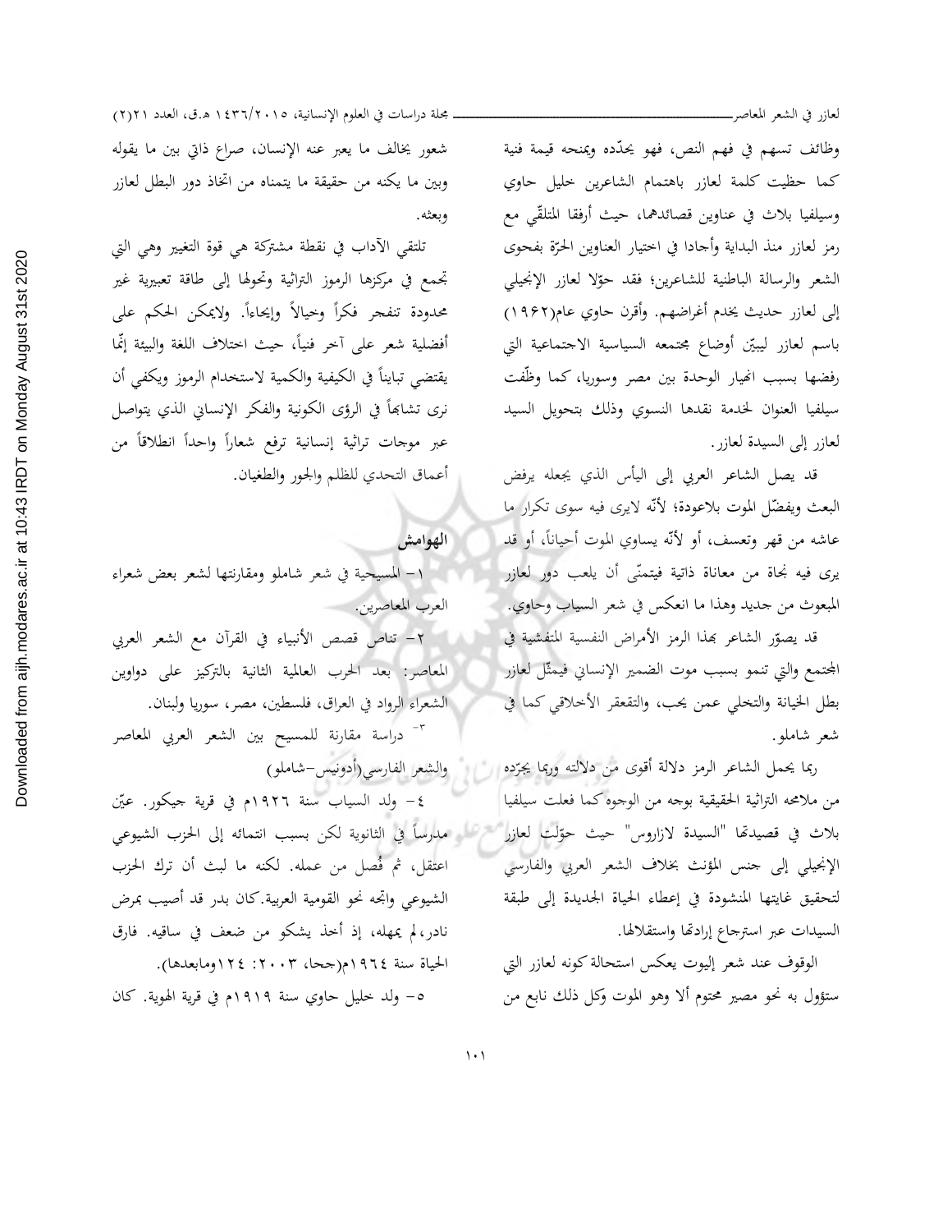وظائف تسهم في فهم النص، فهو يحدّده ويمنحه قيمة فنية كما حظيت كلمة لعازر باهتمام الشاعرين خليل حاوي وسيلفيا بلاث في عناوين قصائدهما، حيث أرفقا المتلقّي مع رمز لعازر منذ البداية وأجادا في اختيار العناوين الحرّة بفحوى الشعر والرسالة الباطنية للشاعرين؛ فقد حوّلا لعازر الإنجيلي إلى لعازر حديث يخدم أغراضهم. وأقرن حاوي عام(١٩٦٢) باسم لعازر ليبيّن أوضاع مجتمعه السياسية الاجتماعية التي رفضها بسبب انهيار الوحدة بين مصر وسوريا، كما وظّفت سيلفيا العنوان لخدمة نقدها النسوي وذلك بتحويل السيد لعازر إلى السيدة لعازر.

قد يصل الشاعر العربي إلى اليأس الذي يجعله يرفض البعث ويفضّل الموت بلاعودة؛ لأنّه لايرى فيه سوى تكرار ما عاشه من قهر وتعسف، أو لأنّه يساوي الموت أحياناً، أو قد يرى فيه نجاة من معاناة ذاتية فيتمنّى أن يلعب دور لعازر المبعوث من جديد وهذا ما انعكس في شعر السياب وحاوي.

قد يصوّر الشاعر بهذا الرمز الأمراض النفسية المتفشية في المجتمع والتي تنمو بسبب موت الضمير الإنساني فيمثّل لعازر بطل الخيانة والتخلي عمن يحب، والتقعقر الأخلاقي كما في شعر شاملو.

ربما يحمل الشاعر الرمز دلالة أقوى من دلالته وربما يجرّده من ملامحه التراثية الحقيقية بوجه من الوجوه كما فعلت سيلفيا بلاث في قصيدتها "السيدة لازاروس" حيث حوّلت لعازر الإنجيلي إلى جنس المؤنث بخلاف الشعر العربي والفارسي لتحقيق غايتها المنشودة في إعطاء الحياة الجديدة إلى طبقة السيدات عبر استرجاع إرادتها واستقلالها.

الوقوف عند شعر إليوت يعكس استحالة كونه لعازر التي ستؤول به نحو مصير محتوم ألا وهو الموت وكل ذلك نابع من شعور يخالف ما يعبر عنه الإنسان، صراع ذاتي بين ما يقوله وبين ما يكنه من حقيقة ما يتمناه من اتخاذ دور البطل لعازر وبعثه.

تلتقي الآداب في نقطة مشتركة هي قوة التغيير وهي التي تجمع في مركزها الرموز التراثية وتحولها إلى طاقة تعبيرية غير محدودة تنفجر فكراً وخيالاً وإيحاءاً. ولايمكن الحكم على أفضلية شعر على آخر فنياً، حيث اختلاف اللغة والبيئة إنّما يقتضي تبايناً في الكيفية والكمية لاستخدام الرموز ويكفي أن نرى تشابهاً في الرؤى الكونية والفكر الإنساني الذي يتواصل عبر موجات تراثية إنسانية ترفع شعاراً واحداً انطلاقاً من أعماق التحدي للظلم والجور والطغيان.

## الهوامش

١- المسيحية في شعر شاملو ومقارنتها لشعر بعض شعراء العرب المعاصرين.

٢- تناص قصص الأنبياء في القرآن مع الشعر العربي المعاصر: بعد الحرب العالمية الثانية بالتركيز على دواوين الشعراء الرواد في العراق، فلسطين، مصر، سوريا ولبنان.

٣- دراسة مقارنة للمسيح بين الشعر العربي المعاصر والشعر الفارسي(أدونيس-شاملو)

٤- ولد السياب سنة ١٩٢٦م في قرية جيكور. عيّن مدرساً في الثانوية لكن بسبب انتمائه إلى الحزب الشيوعي اعتقل، ثم فُصل من عمله. لكنه ما لبث أن ترك الحزب الشيوعي واتجه نحو القومية العربية. كان بدر قد أصيب بمرض نادر، لم يمهله، إذ أخذ يشكو من ضعف في ساقيه. فارق الحياة سنة ١٩٦٤م(جحا، ٢٠٠٣: ١٢٤ومابعدها).

٥- ولد خليل حاوي سنة ١٩١٩م في قرية الهوية. كان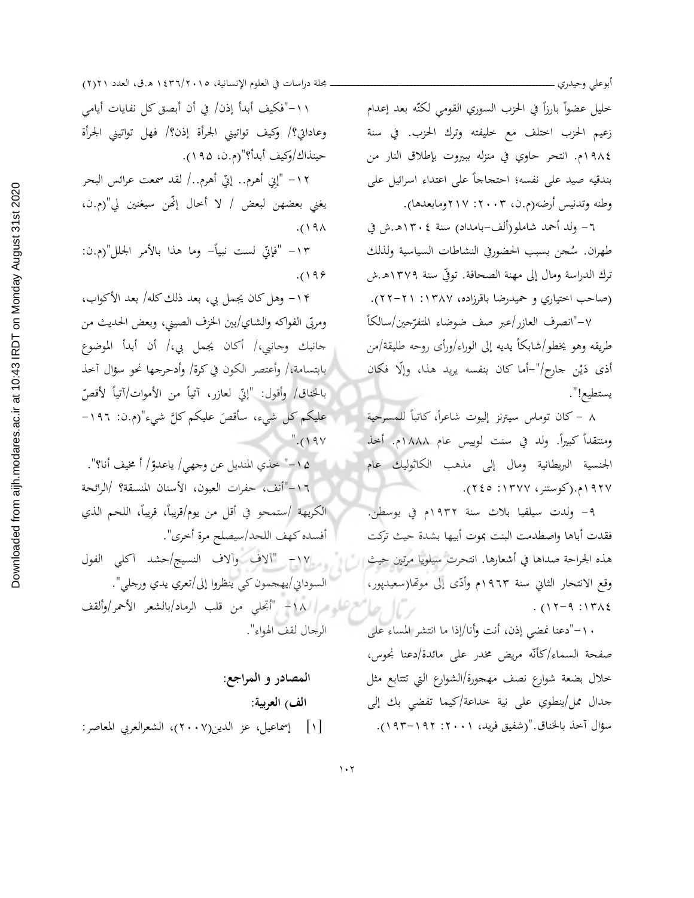خليل عضواً بارزاً في الحزب السوري القومي لكنّه بعد إعدام زعيم الحزب اختلف مع خليفته وترك الحزب. في سنة ١٩٨٤م. انتحر حاوي في منزله ببيروت بإطلاق النار من بندقيه صيد على نفسه؛ احتجاجاً على اعتداء اسرائيل على وطنه وتدنيس أرضه(م.ن، ٢٠٠٣: ٢١٧ومابعدها).

٦- ولد أحمد شاملو(ألف-بامداد) سنة ١٣٠٤هـ.ش في طهران. سُجن بسبب الحضورفي النشاطات السياسية ولذلك ترك الدراسة ومال إلى مهنة الصحافة. توفّي سنة ١٣٧٩هـ.ش (صاحب اختياري و حميدرضا باقرزاده، ١٣٨٧: ٢١-٢٢).

٧-"انصرف العازر/عبر صف ضوضاء المتفرّجين/سالكاً طريقه وهو يخطو/شابكاً يديه إلى الوراء/ورأى روحه طليقة/من أذى دَيْن جارح/"-أما كان بنفسه يريد هذا، وإلّا فكان يستطيع!".

٨ - كان توماس سيترنز إليوت شاعراً، كاتباً للمسرحية ومنتقداً كبيراً. ولد في سنت لوييس عام ١٨٨٨م. أخذ الجنسية البريطانية ومال إلى مذهب الكاثوليك عام ١٩٢٧م.(كوستنر، ١٣٧٧: ٢٤٥).

٩- ولدت سيلفيا بلاث سنة ١٩٣٢م في بوسطن. فقدت أباها واصطدمت البنت بموت أبيها بشدة حيث تركت هذه الجراحة صداها في أشعارها. انتحرت سيلويا مرتين حيث وقع الانتحار الثاني سنة ١٩٦٣م وأدّى إلى موتها(سعيدپور، ١٣٨٤: ٩-١٢) .

١٠-"دعنا نمضي إذن، أنت وأنا/إذا ما انتشر المساء على صفحة السماء/كأنّه مريض مخدر على مائدة/دعنا نجوس، خلال بضعة شوارع نصف مهجورة/الشوارع التي تتتابع مثل جدال ممل/ينطوي على نية خداعة/كيما تفضي بك إلى سؤال آخذ بالخناق."(شفيق فريد، ٢٠٠١: ١٩٢-١٩٣).

١١-"فكيف أبدأ إذن/ في أن أبصق كل نفايات أيامي وعاداتي؟/ وكيف تواتيني الجرأة إذن؟/ فهل تواتيني الجرأة حينذاك/وكيف أبدأ؟"(م.ن، ١٩٥).

١٢- "إني أهرم.. إنّي أهرم../ لقد سمعت عرائس البحر يغني بعضهن لبعض / لا أحال إنّهن سيغنين لي"(م.ن، ١٩٨).

١٣- "فإنّي لست نبياً- وما هذا بالأمر الجلل"(م.ن: ١٩٦).

١٤- وهل كان يجمل بي، بعد ذلك كله/ بعد الأكواب، ومربّى الفواكه والشاي/بين الخزف الصيني، وبعض الحديث من جانبك وجانبي،/ أكان يجمل بي،/ أن أبدأ الموضوع بابتسامة،/ وأعتصر الكون في كرة/ وأدحرجها نحو سؤال آخذ بالخناق/ وأقول: "إنّي لعازر، آتياً من الأموات/آتياً لأقصّ عليكم كل شيء، سأقصَ عليكم كلَّ شيء"(م.ن: ١٩٦-١٩٧)."

١٥-" خذي المنديل عن وجهي/ ياعدوّ/ أ مخيف أنا؟".

١٦-"أنف، حفرات العيون، الأسنان المنسقة؟ /الرائحة الكريهة /ستمحو في أقل من يوم/قريباً، قريباً، اللحم الذي أفسده كهف اللحد/سيصلح مرة أخرى".

١٧- "آلاف وآلاف النسيج/حشد آكلي الفول السوداني/يهجمون كي ينظروا إلى/تعري يدي ورجلي".

١٨- "أتجلي من قلب الرماد/بالشعر الأحمر/وألقف الرجال لقف الهواء".

## المصادر و المراجع:

### الف) العربية:

[١] إسماعيل، عز الدين(٢٠٠٧)، الشعرالعربي المعاصر: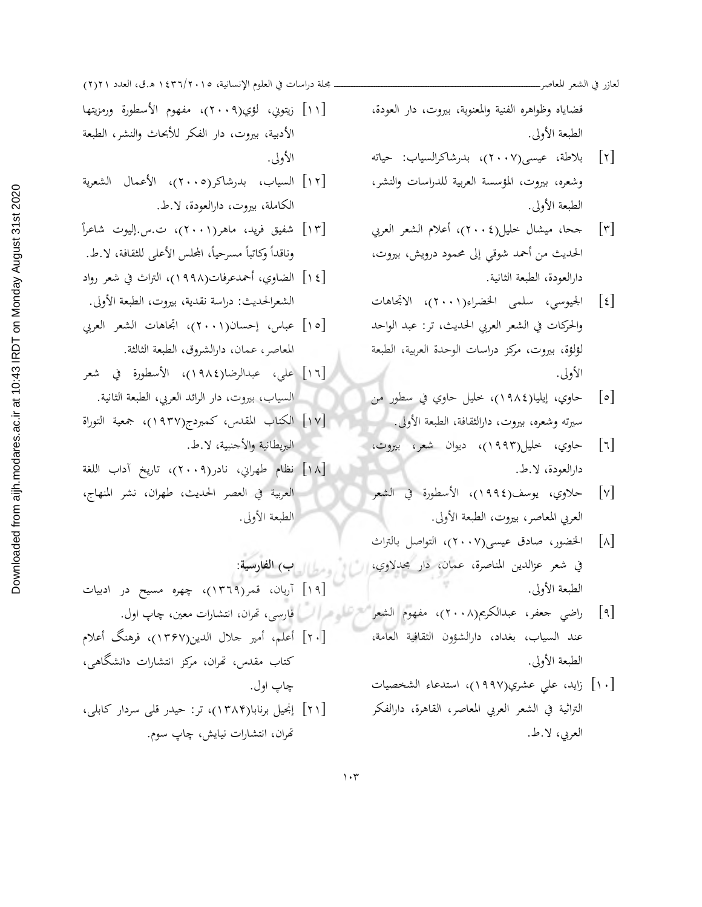قضاياه وظواهره الفنية والمعنوية، بيروت، دار العودة، الطبعة الأولى.

[٢] بلاطة، عيسى(٢٠٠٧)، بدرشاكرالسياب: حياته وشعره، بيروت، المؤسسة العربية للدراسات والنشر، الطبعة الأولى.

[٣] جحا، ميشال خليل(٢٠٠٤)، أعلام الشعر العربي الحديث من أحمد شوقي إلى محمود درويش، بيروت، دارالعودة، الطبعة الثانية.

[٤] الجيوسي، سلمى الخضراء(٢٠٠١)، الاتجاهات والحركات في الشعر العربي الحديث، تر: عبد الواحد لؤلؤة، بيروت، مركز دراسات الوحدة العربية، الطبعة الأولى.

[٥] حاوي، إيليا(١٩٨٤)، خليل حاوي في سطور من سيرته وشعره، بيروت، دارالثقافة، الطبعة الأولى.

[٦] حاوي، خليل(١٩٩٣)، ديوان شعر، بيروت، دارالعودة، لا.ط.

[٧] حلاوي، يوسف(١٩٩٤)، الأسطورة في الشعر العربي المعاصر، بيروت، الطبعة الأولى.

[٨] الخضور، صادق عيسى(٢٠٠٧)، التواصل بالتراث في شعر عزالدين المناصرة، عمان، دار مجدلاوي، الطبعة الأولى.

[٩] راضي جعفر، عبدالكريم(٢٠٠٨)، مفهوم الشعر عند السياب، بغداد، دارالشؤون الثقافية العامة، الطبعة الأولى.

[١٠] زايد، علي عشري(١٩٩٧)، استدعاء الشخصيات التراثية في الشعر العربي المعاصر، القاهرة، دارالفكر العربي، لا.ط.

[١١] زيتوني، لؤي(٢٠٠٩)، مفهوم الأسطورة ورمزيتها الأدبية، بيروت، دار الفكر للأبحاث والنشر، الطبعة الأولى.

[١٢] السياب، بدرشاكر(٢٠٠٥)، الأعمال الشعرية الكاملة، بيروت، دارالعودة، لا.ط.

[١٣] شفيق فريد، ماهر(٢٠٠١)، ت.س.إليوت شاعراً وناقداً وكاتباً مسرحياً، المجلس الأعلى للثقافة، لا.ط.

[١٤] الضاوي، أحمدعرفات(١٩٩٨)، التراث في شعر رواد الشعرالحديث: دراسة نقدية، بيروت، الطبعة الأولى.

[١٥] عباس، إحسان(٢٠٠١)، اتجاهات الشعر العربي المعاصر، عمان، دارالشروق، الطبعة الثالثة.

[١٦] علي، عبدالرضا(١٩٨٤)، الأسطورة في شعر السياب، بيروت، دار الرائد العربي، الطبعة الثانية.

[١٧] الكتاب المقدس، كمبردج(١٩٣٧)، جمعية التوراة البريطانية والأجنبية، لا.ط.

[١٨] نظام طهراني، نادر(٢٠٠٩)، تاريخ آداب اللغة العربية في العصر الحديث، طهران، نشر المنهاج، الطبعة الأولى.

**ب) الفارسية:**

[١٩] آريان، قمر(١٣٦٩)، چهره مسيح در ادبيات فارسى، تهران، انتشارات معين، چاپ اول.

[٢٠] أعلم، أمير جلال الدين(١٣٦٧)، فرهنگ أعلام كتاب مقدس، تهران، مركز انتشارات دانشگاهى، چاپ اول.

[٢١] إنجيل برنابا(١٣٨٤)، تر: حيدر قلى سردار كابلى، تهران، انتشارات نيايش، چاپ سوم.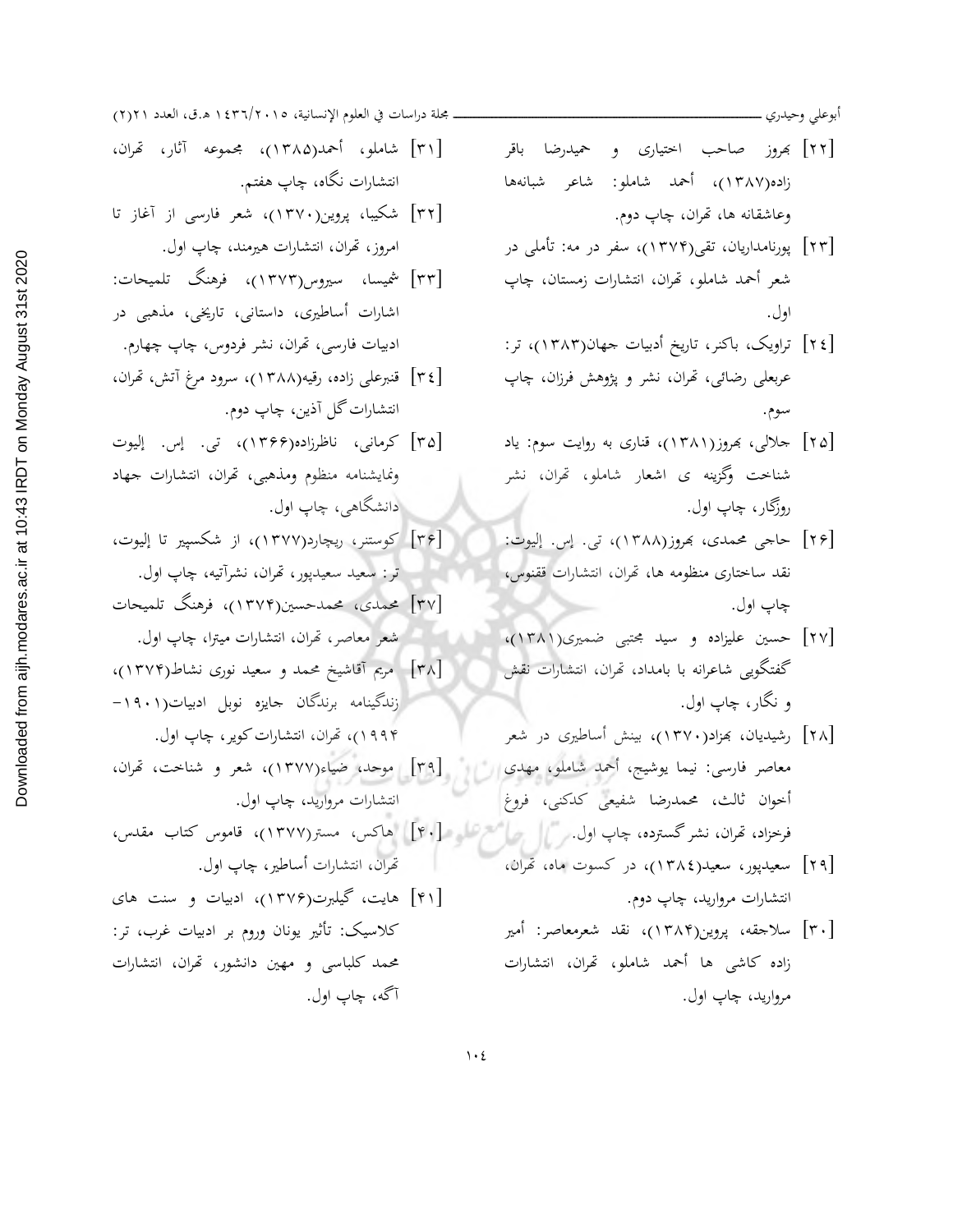[۲۲] بهروز صاحب اختیاری و حمیدرضا باقر زاده(۱۳۸۷)، أحمد شاملو: شاعر شبانه‌ها وعاشقانه ها، تهران، چاپ دوم.

[۲۳] پورنامداریان، تقی(۱۳۷۴)، سفر در مه: تأملی در شعر أحمد شاملو، تهران، انتشارات زمستان، چاپ اول.

[٢٤] تراویک، باکنر، تاریخ أدبیات جهان(۱۳۸۳)، تر: عربعلی رضائی، تهران، نشر و پژوهش فرزان، چاپ سوم.

[٢٥] جلالی، بهروز(۱۳۸۱)، قناری به روایت سوم: یاد شناخت وگزینه ی اشعار شاملو، تهران، نشر روزگار، چاپ اول.

[۲۶] حاجی محمدی، بهروز(۱۳۸۸)، تی. إس. إلیوت: نقد ساختاری منظومه ها، تهران، انتشارات ققنوس، چاپ اول.

[۲۷] حسین علیزاده و سید مجتبی ضمیری(۱۳۸۱)، گفتگویی شاعرانه با بامداد، تهران، انتشارات نقش و نگار، چاپ اول.

[۲۸] رشیدیان، بهزاد(۱۳۷۰)، بینش أساطیری در شعر معاصر فارسی: نیما یوشیج، أحمد شاملو، مهدی أخوان ثالث، محمدرضا شفیعی کدکنی، فروغ فرخزاد، تهران، نشر گسترده، چاپ اول.

[۲۹] سعیدپور، سعید(١٣٨٤)، در کسوت ماه، تهران، انتشارات مروارید، چاپ دوم.

[۳۰] سلاجقه، پروین(۱۳۸۴)، نقد شعرمعاصر: أمیر زاده کاشی ها أحمد شاملو، تهران، انتشارات مروارید، چاپ اول.

[۳۱] شاملو، أحمد(۱۳۸۵)، مجموعه آثار، تهران، انتشارات نگاه، چاپ هفتم.

[۳۲] شکیبا، پروین(۱۳۷۰)، شعر فارسی از آغاز تا امروز، تهران، انتشارات هیرمند، چاپ اول.

[۳۳] شمیسا، سیروس(۱۳۷۳)، فرهنگ تلمیحات: اشارات أساطیری، داستانی، تاریخی، مذهبی در ادبیات فارسی، تهران، نشر فردوس، چاپ چهارم.

[۳٤] قنبرعلی زاده، رقیه(۱۳۸۸)، سرود مرغ آتش، تهران، انتشارات گل آذین، چاپ دوم.

[۳۵] کرمانی، ناظرزاده(۱۳۶۶)، تی. إس. إلیوت ونمایشنامه منظوم ومذهبی، تهران، انتشارات جهاد دانشگاهی، چاپ اول.

[۳۶] کوستنر، ریچارد(۱۳۷۷)، از شکسپیر تا إلیوت، تر: سعید سعیدپور، تهران، نشرآتیه، چاپ اول.

[۳۷] محمدی، محمدحسین(۱۳۷۴)، فرهنگ تلمیحات شعر معاصر، تهران، انتشارات میترا، چاپ اول.

[۳۸] مریم آقاشیخ محمد و سعید نوری نشاط(۱۳۷۴)، زندگینامه برندگان جایزه نوبل ادبیات(۱۹۰۱-۱۹۹۴)، تهران، انتشارات کویر، چاپ اول.

[۳۹] موحد، ضیاء(۱۳۷۷)، شعر و شناخت، تهران، انتشارات مروارید، چاپ اول.

[۴۰] هاکس، مستر(۱۳۷۷)، قاموس کتاب مقدس، تهران، انتشارات أساطیر، چاپ اول.

[۴۱] هایت، گیلبرت(۱۳۷۶)، ادبیات و سنت های کلاسیک: تأثیر یونان وروم بر ادبیات غرب، تر: محمد کلباسی و مهین دانشور، تهران، انتشارات آگه، چاپ اول.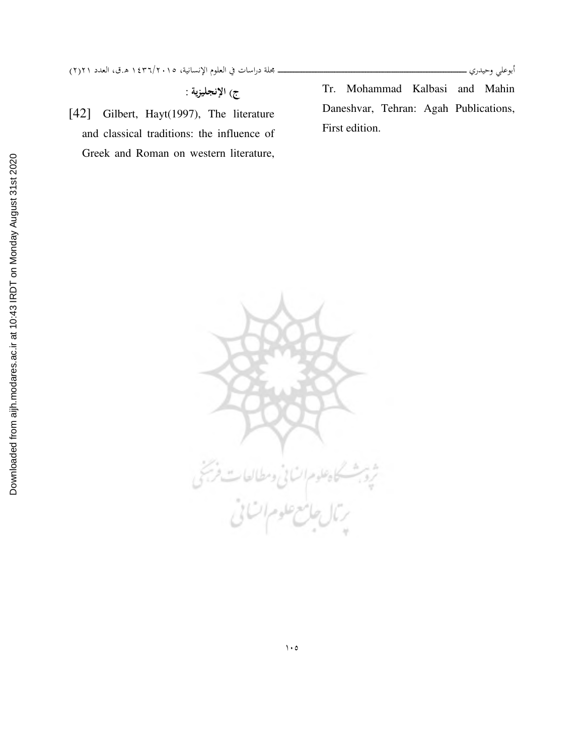ج) الإنجليزية :

[42] Gilbert, Hayt(1997), The literature and classical traditions: the influence of Greek and Roman on western literature, Tr. Mohammad Kalbasi and Mahin Daneshvar, Tehran: Agah Publications, First edition.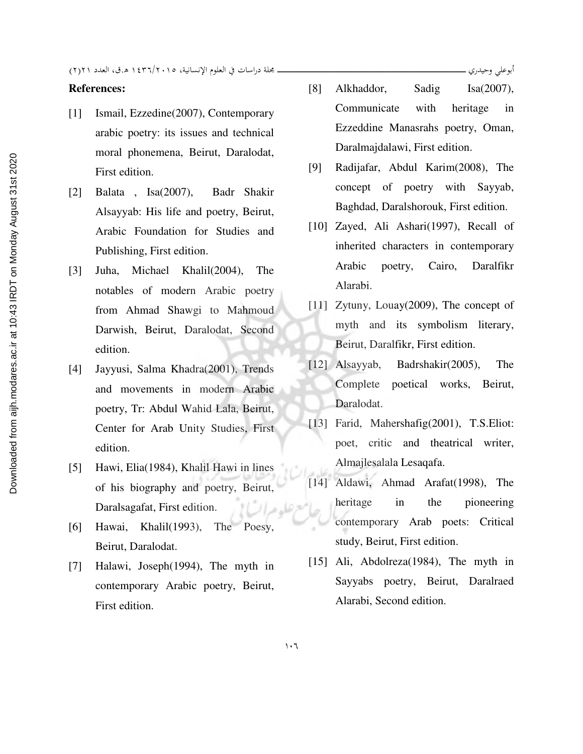**References:**

[1] Ismail, Ezzedine(2007), Contemporary arabic poetry: its issues and technical moral phonemena, Beirut, Daralodat, First edition.

[2] Balata , Isa(2007), Badr Shakir Alsayyab: His life and poetry, Beirut, Arabic Foundation for Studies and Publishing, First edition.

[3] Juha, Michael Khalil(2004), The notables of modern Arabic poetry from Ahmad Shawgi to Mahmoud Darwish, Beirut, Daralodat, Second edition.

[4] Jayyusi, Salma Khadra(2001), Trends and movements in modern Arabic poetry, Tr: Abdul Wahid Lala, Beirut, Center for Arab Unity Studies, First edition.

[5] Hawi, Elia(1984), Khalil Hawi in lines of his biography and poetry, Beirut, Daralsagafat, First edition.

[6] Hawai, Khalil(1993), The Poesy, Beirut, Daralodat.

[7] Halawi, Joseph(1994), The myth in contemporary Arabic poetry, Beirut, First edition.

[8] Alkhaddor, Sadig Isa(2007), Communicate with heritage in Ezzeddine Manasrahs poetry, Oman, Daralmajdalawi, First edition.

[9] Radijafar, Abdul Karim(2008), The concept of poetry with Sayyab, Baghdad, Daralshorouk, First edition.

[10] Zayed, Ali Ashari(1997), Recall of inherited characters in contemporary Arabic poetry, Cairo, Daralfikr Alarabi.

[11] Zytuny, Louay(2009), The concept of myth and its symbolism literary, Beirut, Daralfikr, First edition.

[12] Alsayyab, Badrshakir(2005), The Complete poetical works, Beirut, Daralodat.

[13] Farid, Mahershafig(2001), T.S.Eliot: poet, critic and theatrical writer, Almajlesalala Lesaqafa.

[14] Aldawi, Ahmad Arafat(1998), The heritage in the pioneering contemporary Arab poets: Critical study, Beirut, First edition.

[15] Ali, Abdolreza(1984), The myth in Sayyabs poetry, Beirut, Daralraed Alarabi, Second edition.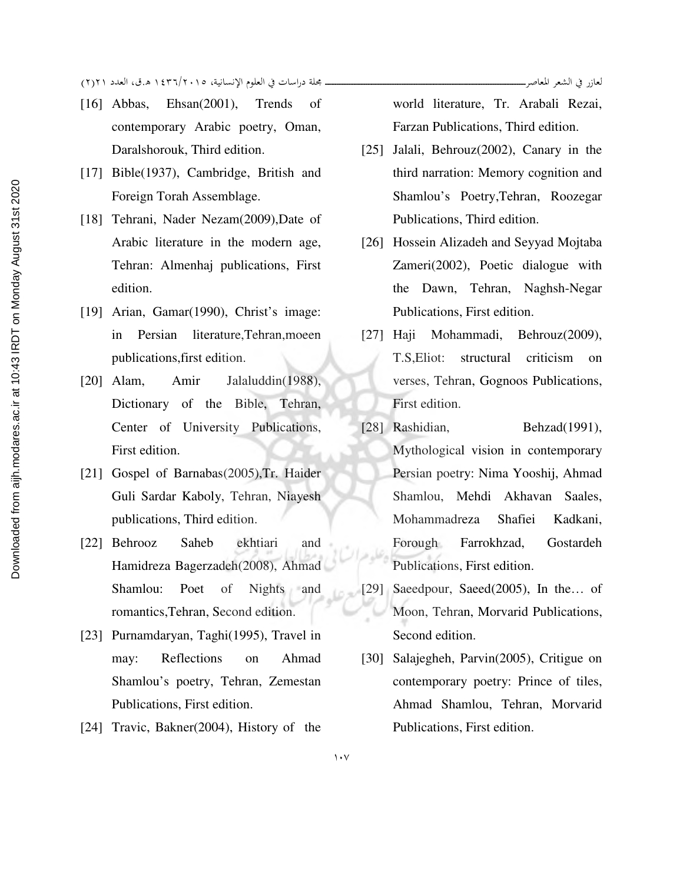[16] Abbas, Ehsan(2001), Trends of contemporary Arabic poetry, Oman, Daralshorouk, Third edition.

[17] Bible(1937), Cambridge, British and Foreign Torah Assemblage.

[18] Tehrani, Nader Nezam(2009),Date of Arabic literature in the modern age, Tehran: Almenhaj publications, First edition.

[19] Arian, Gamar(1990), Christ's image: in Persian literature,Tehran,moeen publications,first edition.

[20] Alam, Amir Jalaluddin(1988), Dictionary of the Bible, Tehran, Center of University Publications, First edition.

[21] Gospel of Barnabas(2005),Tr. Haider Guli Sardar Kaboly, Tehran, Niayesh publications, Third edition.

[22] Behrooz Saheb ekhtiari and Hamidreza Bagerzadeh(2008), Ahmad Shamlou: Poet of Nights and romantics,Tehran, Second edition.

[23] Purnamdaryan, Taghi(1995), Travel in may: Reflections on Ahmad Shamlou's poetry, Tehran, Zemestan Publications, First edition.

[24] Travic, Bakner(2004), History of the world literature, Tr. Arabali Rezai, Farzan Publications, Third edition.

[25] Jalali, Behrouz(2002), Canary in the third narration: Memory cognition and Shamlou's Poetry,Tehran, Roozegar Publications, Third edition.

[26] Hossein Alizadeh and Seyyad Mojtaba Zameri(2002), Poetic dialogue with the Dawn, Tehran, Naghsh-Negar Publications, First edition.

[27] Haji Mohammadi, Behrouz(2009), T.S,Eliot: structural criticism on verses, Tehran, Gognoos Publications, First edition.

[28] Rashidian, Behzad(1991), Mythological vision in contemporary Persian poetry: Nima Yooshij, Ahmad Shamlou, Mehdi Akhavan Saales, Mohammadreza Shafiei Kadkani, Forough Farrokhzad, Gostardeh Publications, First edition.

[29] Saeedpour, Saeed(2005), In the… of Moon, Tehran, Morvarid Publications, Second edition.

[30] Salajegheh, Parvin(2005), Critigue on contemporary poetry: Prince of tiles, Ahmad Shamlou, Tehran, Morvarid Publications, First edition.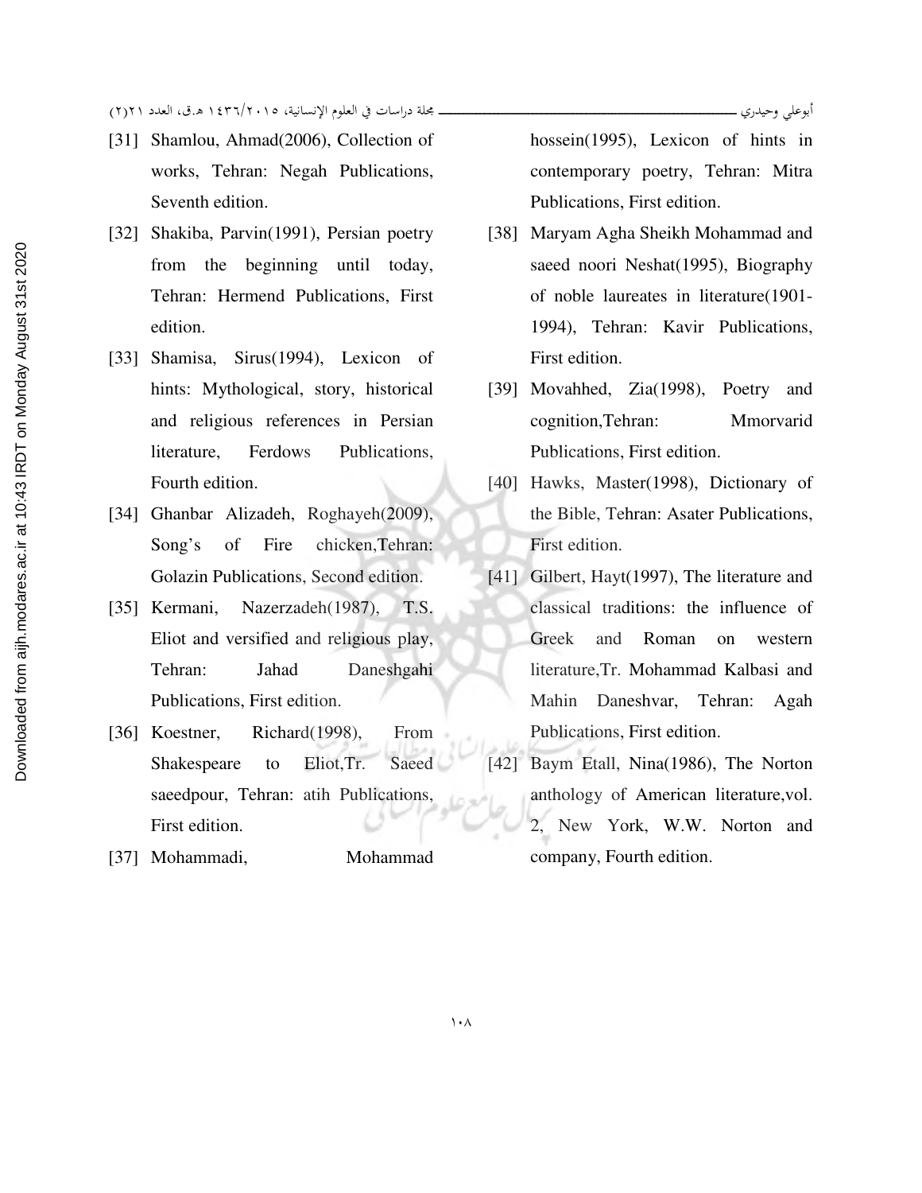[31] Shamlou, Ahmad(2006), Collection of works, Tehran: Negah Publications, Seventh edition.

[32] Shakiba, Parvin(1991), Persian poetry from the beginning until today, Tehran: Hermend Publications, First edition.

[33] Shamisa, Sirus(1994), Lexicon of hints: Mythological, story, historical and religious references in Persian literature, Ferdows Publications, Fourth edition.

[34] Ghanbar Alizadeh, Roghayeh(2009), Song's of Fire chicken,Tehran: Golazin Publications, Second edition.

[35] Kermani, Nazerzadeh(1987), T.S. Eliot and versified and religious play, Tehran: Jahad Daneshgahi Publications, First edition.

[36] Koestner, Richard(1998), From Shakespeare to Eliot,Tr. Saeed saeedpour, Tehran: atih Publications, First edition.

[37] Mohammadi, Mohammad hossein(1995), Lexicon of hints in contemporary poetry, Tehran: Mitra Publications, First edition.

[38] Maryam Agha Sheikh Mohammad and saeed noori Neshat(1995), Biography of noble laureates in literature(1901-1994), Tehran: Kavir Publications, First edition.

[39] Movahhed, Zia(1998), Poetry and cognition,Tehran: Mmorvarid Publications, First edition.

[40] Hawks, Master(1998), Dictionary of the Bible, Tehran: Asater Publications, First edition.

[41] Gilbert, Hayt(1997), The literature and classical traditions: the influence of Greek and Roman on western literature,Tr. Mohammad Kalbasi and Mahin Daneshvar, Tehran: Agah Publications, First edition.

[42] Baym Etall, Nina(1986), The Norton anthology of American literature,vol. 2, New York, W.W. Norton and company, Fourth edition.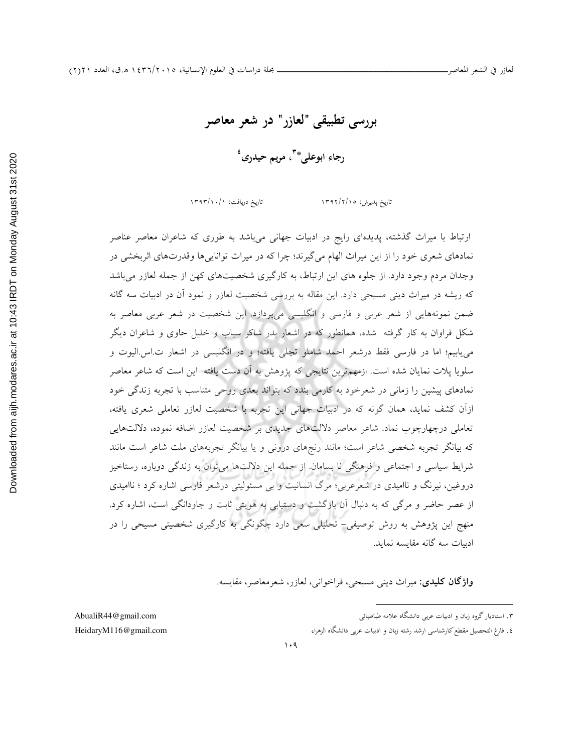# بررسی تطبیقی "لعازر" در شعر معاصر

## رجاء ابوعلی*[3]، مریم حیدری[4]

تاریخ دریافت: ۱۳۹۳/۱۰/۱ تاریخ پذیرش: ۱۳۹۲/۲/۱۵

ارتباط با میراث گذشته، پدیده‌ای رایج در ادبیات جهانی می‌باشد به طوری که شاعران معاصر عناصر نمادهای شعری خود را از این میراث الهام می‌گیرند؛ چرا که در میراث توانایی‌ها وقدرت‌های اثربخشی در وجدان مردم وجود دارد. از جلوه های این ارتباط، به کارگیری شخصیت‌های کهن از جمله لعازر می‌باشد که ریشه در میراث دینی مسیحی دارد. این مقاله به بررسی شخصیت لعازر و نمود آن در ادبیات سه گانه ضمن نمونه‌هایی از شعر عربی و فارسی و انگلیسی می‌پردازد. این شخصیت در شعر عربی معاصر به شکل فراوان به کار گرفته شده، همانطور که در اشعار بدر شاکر سیاب و خلیل حاوی و شاعران دیگر می‌یابیم؛ اما در فارسی فقط درشعر احمد شاملو تجلی یافته؛ و در انگلیسی در اشعار ت.اس.الیوت و سلویا پلات نمایان شده است. ازمهم‌ترین نتایجی که پژوهش به آن دست یافته این است که شاعر معاصر نمادهای پیشین را زمانی در شعرخود به کارمی بندد که بتواند بعدی روحی متناسب با تجربه زندگی خود ازآن کشف نماید، همان گونه که در ادبیات جهانی این تجربه با شخصیت لعازر تعاملی شعری یافته، تعاملی درچهارچوب نماد. شاعر معاصر دلالت‌های جدیدی بر شخصیت لعازر اضافه نموده، دلالت‌هایی که بیانگر تجربه شخصی شاعر است؛ مانند رنج‌های درونی و یا بیانگر تجربه‌های ملت شاعر است مانند شرایط سیاسی و اجتماعی و فرهنگی نا بسامان. از جمله این دلالت‌ها می‌توان به زندگی دوباره، رستاخیز دروغین، نیرنگ و ناامیدی در شعرعربی؛ مرگ انسانیت و بی مسئولیتی درشعر فارسی اشاره کرد ؛ ناامیدی از عصر حاضر و مرگی که به دنبال آن بازگشت و دستیابی به هویتی ثابت و جاودانگی است، اشاره کرد. منهج این پژوهش به روش توصیفی- تحلیلی سعی دارد چگونگی به کارگیری شخصیتی مسیحی را در ادبیات سه گانه مقایسه نماید.

**واژگان کلیدی:** میراث دینی مسیحی، فراخوانی، لعازر، شعرمعاصر، مقایسه.

---

۳. استادیار گروه زبان و ادبیات عربی دانشگاه علامه طباطبائی AbualiR44@gmail.com

٤. فارغ التحصیل مقطع کارشناسی ارشد رشته زبان و ادبیات عربی دانشگاه الزهراء HeidaryM116@gmail.com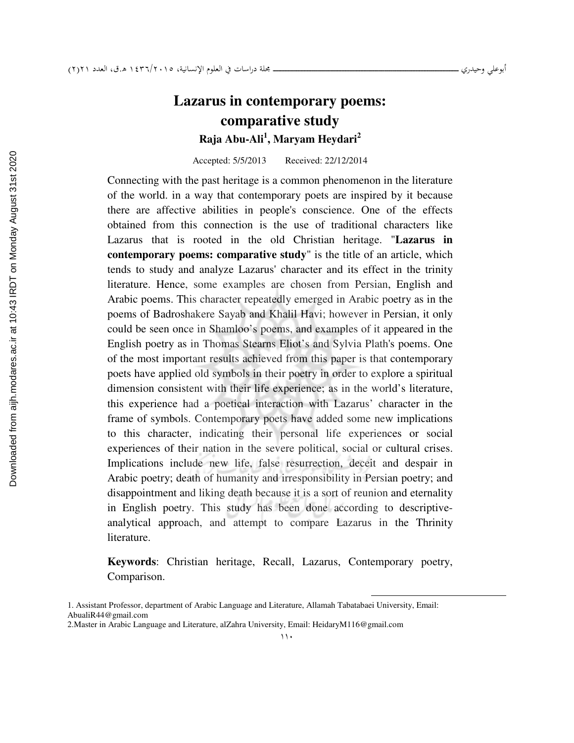# Lazarus in contemporary poems: comparative study

**Raja Abu-Ali[1], Maryam Heydari[2]**

Accepted: 5/5/2013 Received: 22/12/2014

Connecting with the past heritage is a common phenomenon in the literature of the world. in a way that contemporary poets are inspired by it because there are affective abilities in people's conscience. One of the effects obtained from this connection is the use of traditional characters like Lazarus that is rooted in the old Christian heritage. "**Lazarus in contemporary poems: comparative study**" is the title of an article, which tends to study and analyze Lazarus' character and its effect in the trinity literature. Hence, some examples are chosen from Persian, English and Arabic poems. This character repeatedly emerged in Arabic poetry as in the poems of Badroshakere Sayab and Khalil Havi; however in Persian, it only could be seen once in Shamloo's poems, and examples of it appeared in the English poetry as in Thomas Stearns Eliot's and Sylvia Plath's poems. One of the most important results achieved from this paper is that contemporary poets have applied old symbols in their poetry in order to explore a spiritual dimension consistent with their life experience; as in the world's literature, this experience had a poetical interaction with Lazarus' character in the frame of symbols. Contemporary poets have added some new implications to this character, indicating their personal life experiences or social experiences of their nation in the severe political, social or cultural crises. Implications include new life, false resurrection, deceit and despair in Arabic poetry; death of humanity and irresponsibility in Persian poetry; and disappointment and liking death because it is a sort of reunion and eternality in English poetry. This study has been done according to descriptive-analytical approach, and attempt to compare Lazarus in the Thrinity literature.

**Keywords**: Christian heritage, Recall, Lazarus, Contemporary poetry, Comparison.

1. Assistant Professor, department of Arabic Language and Literature, Allamah Tabatabaei University, Email: AbualiR44@gmail.com

2. Master in Arabic Language and Literature, alZahra University, Email: HeidaryM116@gmail.com